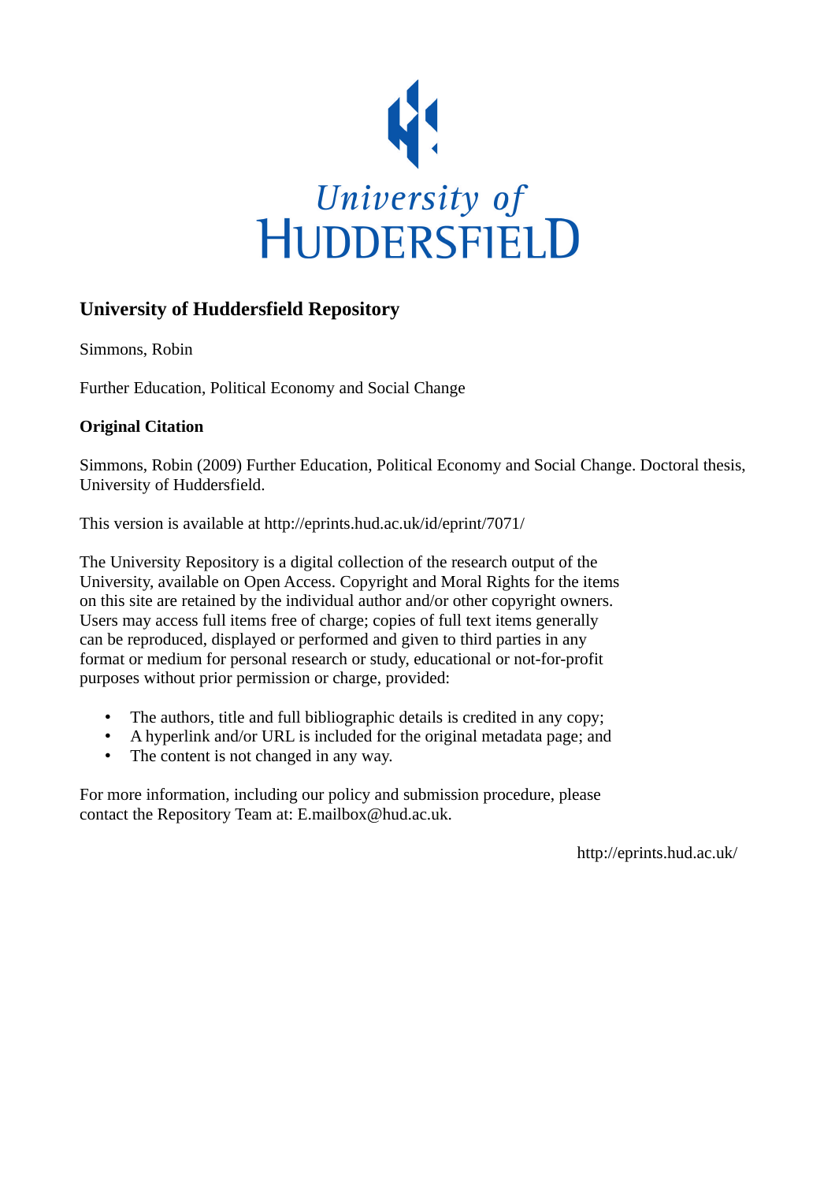University of
HUDDERSFIELD

## University of Huddersfield Repository

Simmons, Robin

Further Education, Political Economy and Social Change

**Original Citation**

Simmons, Robin (2009) Further Education, Political Economy and Social Change. Doctoral thesis, University of Huddersfield.

This version is available at http://eprints.hud.ac.uk/id/eprint/7071/

The University Repository is a digital collection of the research output of the University, available on Open Access. Copyright and Moral Rights for the items on this site are retained by the individual author and/or other copyright owners. Users may access full items free of charge; copies of full text items generally can be reproduced, displayed or performed and given to third parties in any format or medium for personal research or study, educational or not-for-profit purposes without prior permission or charge, provided:

- The authors, title and full bibliographic details is credited in any copy;
- A hyperlink and/or URL is included for the original metadata page; and
- The content is not changed in any way.

For more information, including our policy and submission procedure, please contact the Repository Team at: E.mailbox@hud.ac.uk.

http://eprints.hud.ac.uk/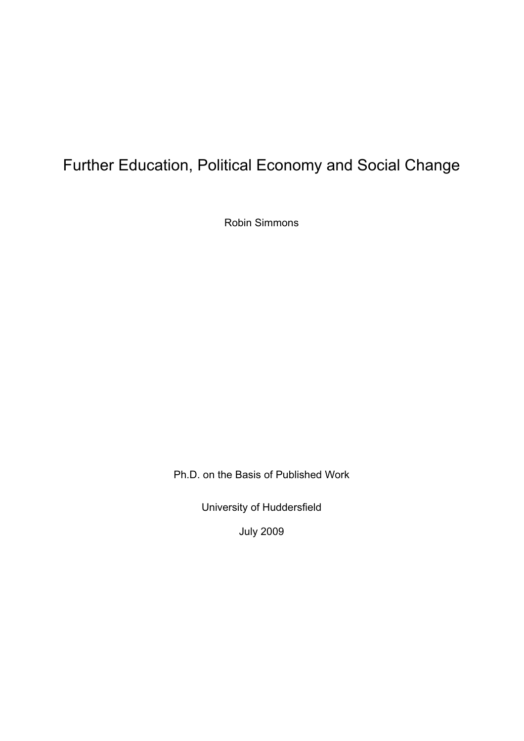# Further Education, Political Economy and Social Change

Robin Simmons

Ph.D. on the Basis of Published Work

University of Huddersfield

July 2009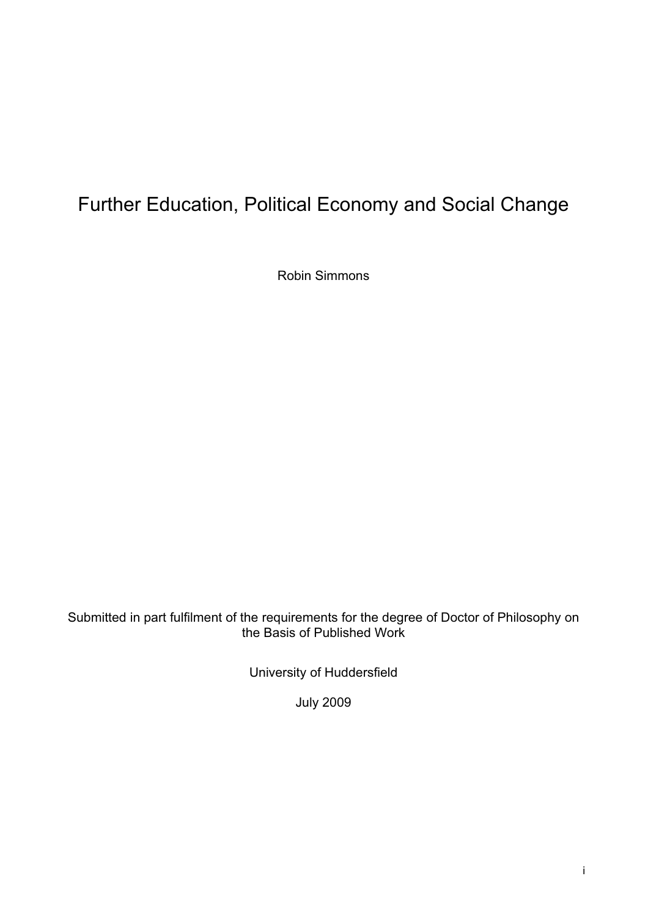# Further Education, Political Economy and Social Change

Robin Simmons

Submitted in part fulfilment of the requirements for the degree of Doctor of Philosophy on the Basis of Published Work

University of Huddersfield

July 2009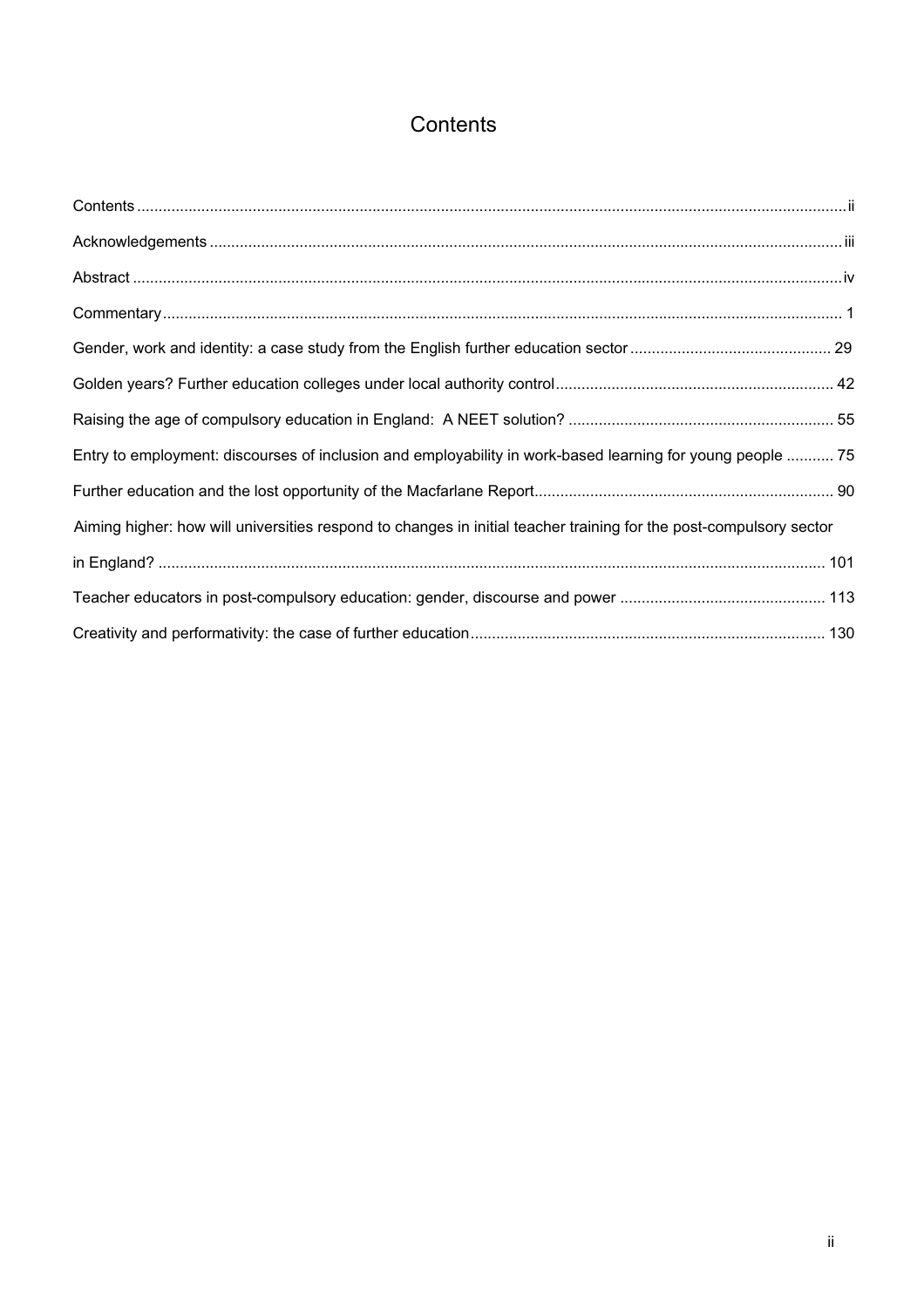# Contents

Contents ........................................................................................................................................................ii

Acknowledgements .........................................................................................................................................iii

Abstract ...........................................................................................................................................................iv

Commentary ..................................................................................................................................................... 1

Gender, work and identity: a case study from the English further education sector .............................................. 29

Golden years? Further education colleges under local authority control ................................................................ 42

Raising the age of compulsory education in England: A NEET solution? ............................................................. 55

Entry to employment: discourses of inclusion and employability in work-based learning for young people ........... 75

Further education and the lost opportunity of the Macfarlane Report ..................................................................... 90

Aiming higher: how will universities respond to changes in initial teacher training for the post-compulsory sector in England? .......................................................................................................................................................... 101

Teacher educators in post-compulsory education: gender, discourse and power ............................................... 113

Creativity and performativity: the case of further education ................................................................................. 130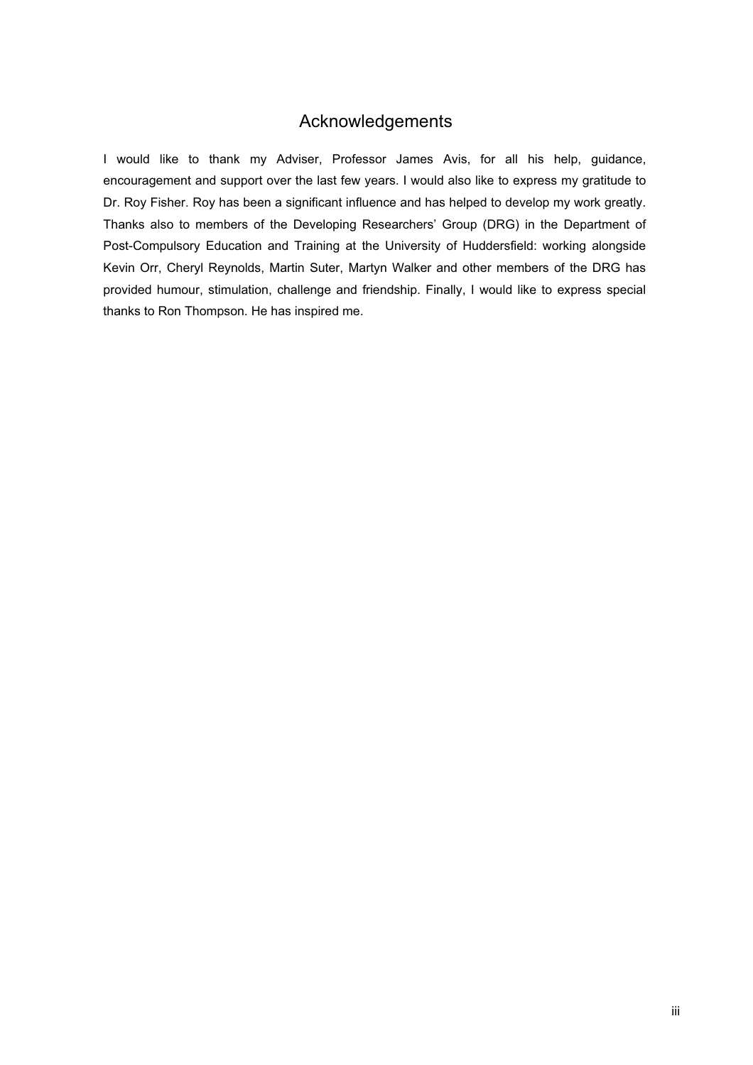# Acknowledgements

I would like to thank my Adviser, Professor James Avis, for all his help, guidance, encouragement and support over the last few years. I would also like to express my gratitude to Dr. Roy Fisher. Roy has been a significant influence and has helped to develop my work greatly. Thanks also to members of the Developing Researchers' Group (DRG) in the Department of Post-Compulsory Education and Training at the University of Huddersfield: working alongside Kevin Orr, Cheryl Reynolds, Martin Suter, Martyn Walker and other members of the DRG has provided humour, stimulation, challenge and friendship. Finally, I would like to express special thanks to Ron Thompson. He has inspired me.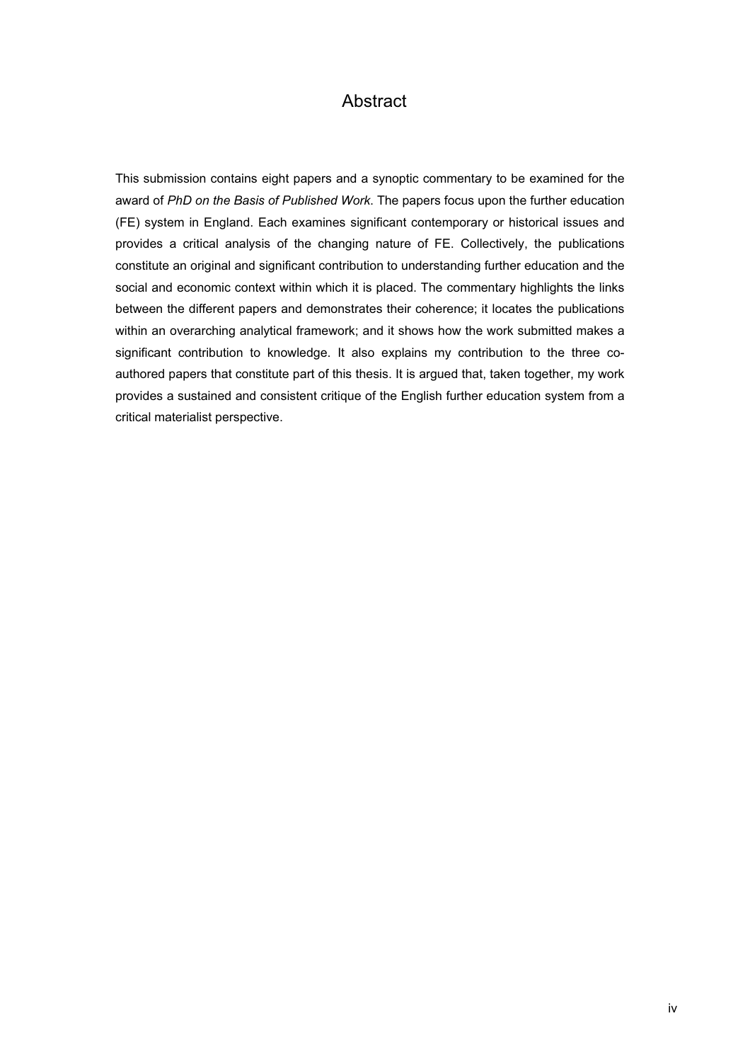# Abstract

This submission contains eight papers and a synoptic commentary to be examined for the award of *PhD on the Basis of Published Work*. The papers focus upon the further education (FE) system in England. Each examines significant contemporary or historical issues and provides a critical analysis of the changing nature of FE. Collectively, the publications constitute an original and significant contribution to understanding further education and the social and economic context within which it is placed. The commentary highlights the links between the different papers and demonstrates their coherence; it locates the publications within an overarching analytical framework; and it shows how the work submitted makes a significant contribution to knowledge. It also explains my contribution to the three co-authored papers that constitute part of this thesis. It is argued that, taken together, my work provides a sustained and consistent critique of the English further education system from a critical materialist perspective.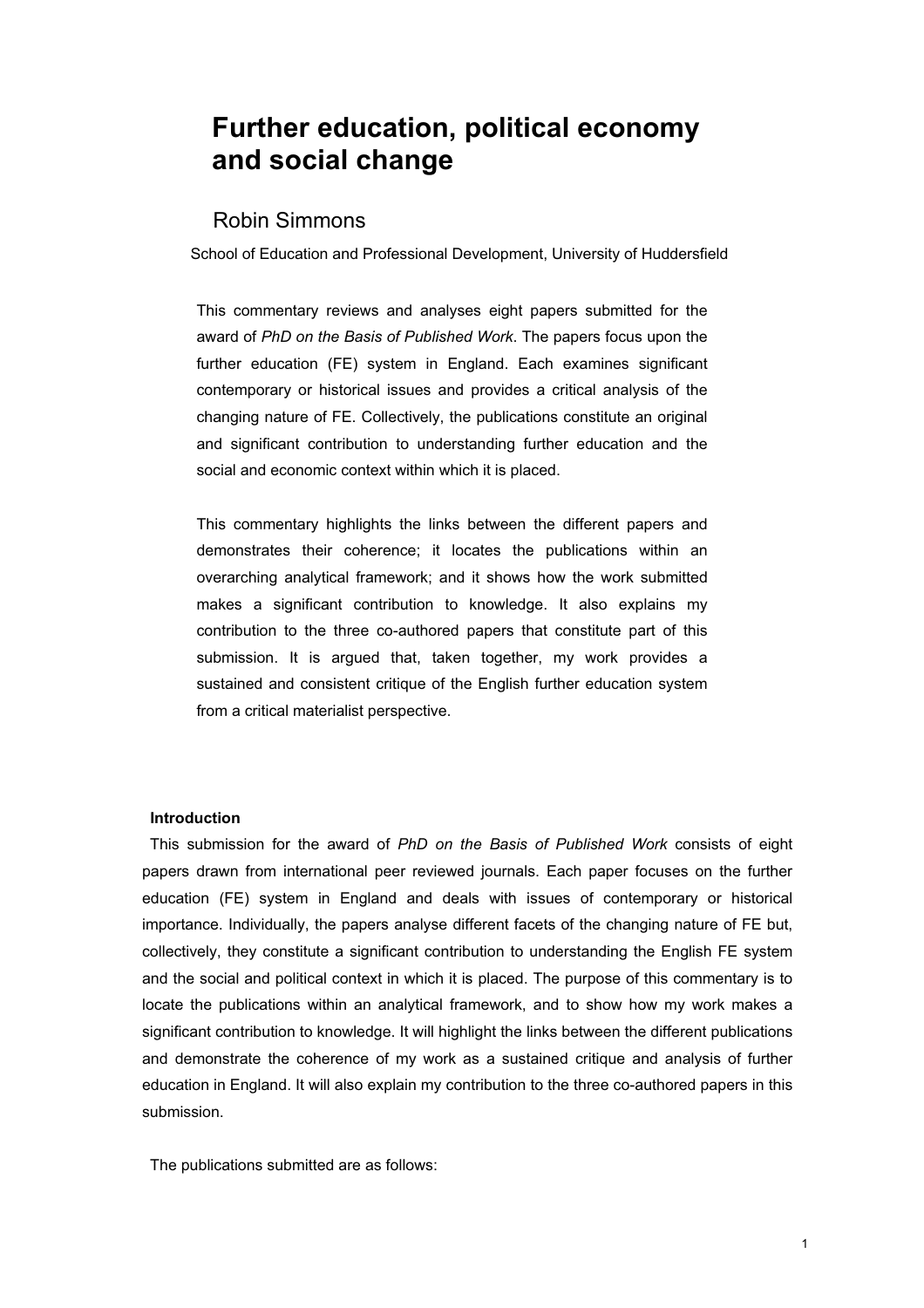# Further education, political economy and social change

## Robin Simmons

School of Education and Professional Development, University of Huddersfield

This commentary reviews and analyses eight papers submitted for the award of *PhD on the Basis of Published Work*. The papers focus upon the further education (FE) system in England. Each examines significant contemporary or historical issues and provides a critical analysis of the changing nature of FE. Collectively, the publications constitute an original and significant contribution to understanding further education and the social and economic context within which it is placed.

This commentary highlights the links between the different papers and demonstrates their coherence; it locates the publications within an overarching analytical framework; and it shows how the work submitted makes a significant contribution to knowledge. It also explains my contribution to the three co-authored papers that constitute part of this submission. It is argued that, taken together, my work provides a sustained and consistent critique of the English further education system from a critical materialist perspective.

**Introduction**

This submission for the award of *PhD on the Basis of Published Work* consists of eight papers drawn from international peer reviewed journals. Each paper focuses on the further education (FE) system in England and deals with issues of contemporary or historical importance. Individually, the papers analyse different facets of the changing nature of FE but, collectively, they constitute a significant contribution to understanding the English FE system and the social and political context in which it is placed. The purpose of this commentary is to locate the publications within an analytical framework, and to show how my work makes a significant contribution to knowledge. It will highlight the links between the different publications and demonstrate the coherence of my work as a sustained critique and analysis of further education in England. It will also explain my contribution to the three co-authored papers in this submission.

The publications submitted are as follows: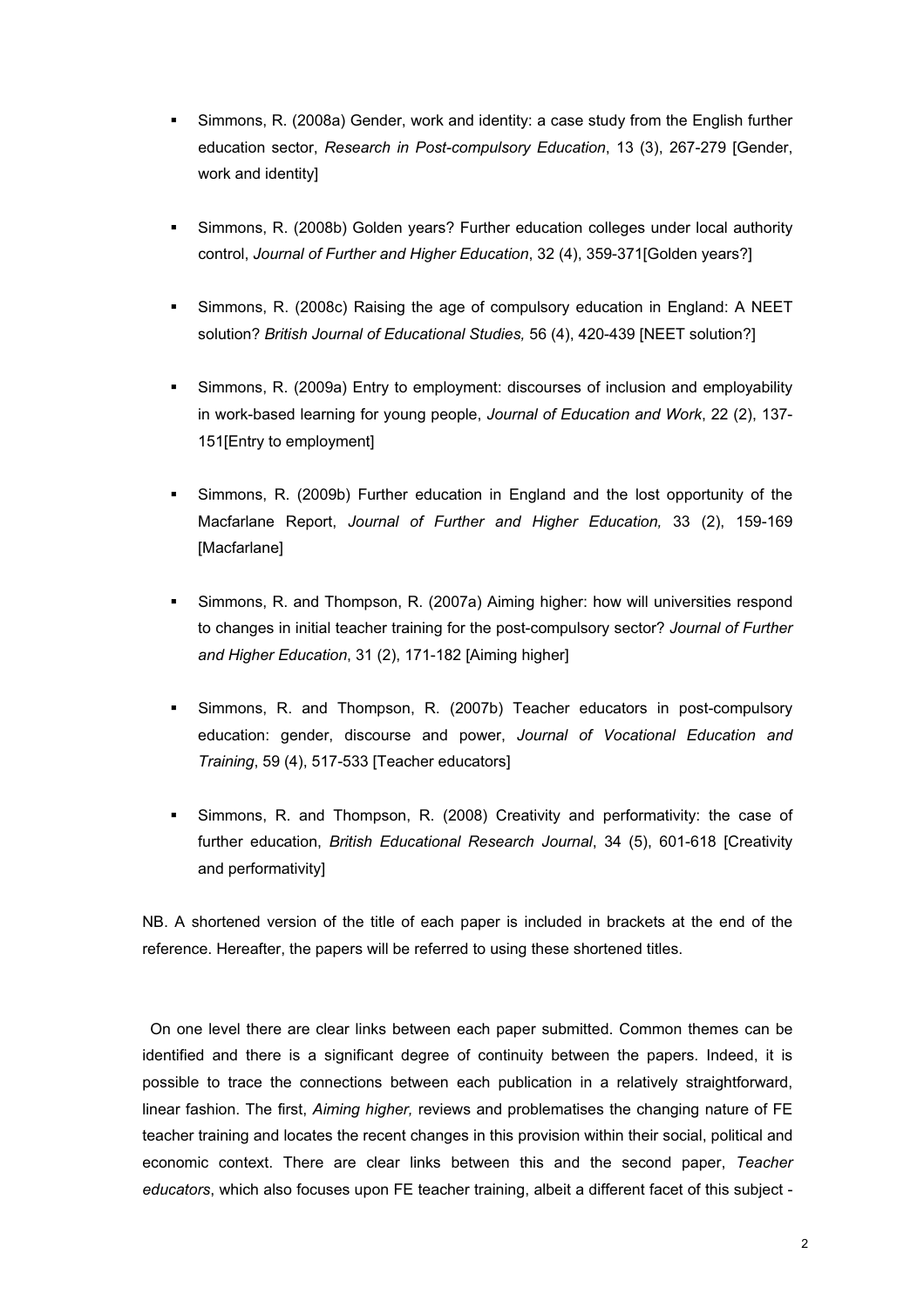- Simmons, R. (2008a) Gender, work and identity: a case study from the English further education sector, *Research in Post-compulsory Education*, 13 (3), 267-279 [Gender, work and identity]

- Simmons, R. (2008b) Golden years? Further education colleges under local authority control, *Journal of Further and Higher Education*, 32 (4), 359-371[Golden years?]

- Simmons, R. (2008c) Raising the age of compulsory education in England: A NEET solution? *British Journal of Educational Studies,* 56 (4), 420-439 [NEET solution?]

- Simmons, R. (2009a) Entry to employment: discourses of inclusion and employability in work-based learning for young people, *Journal of Education and Work*, 22 (2), 137-151[Entry to employment]

- Simmons, R. (2009b) Further education in England and the lost opportunity of the Macfarlane Report, *Journal of Further and Higher Education,* 33 (2), 159-169 [Macfarlane]

- Simmons, R. and Thompson, R. (2007a) Aiming higher: how will universities respond to changes in initial teacher training for the post-compulsory sector? *Journal of Further and Higher Education*, 31 (2), 171-182 [Aiming higher]

- Simmons, R. and Thompson, R. (2007b) Teacher educators in post-compulsory education: gender, discourse and power, *Journal of Vocational Education and Training*, 59 (4), 517-533 [Teacher educators]

- Simmons, R. and Thompson, R. (2008) Creativity and performativity: the case of further education, *British Educational Research Journal*, 34 (5), 601-618 [Creativity and performativity]

NB. A shortened version of the title of each paper is included in brackets at the end of the reference. Hereafter, the papers will be referred to using these shortened titles.

On one level there are clear links between each paper submitted. Common themes can be identified and there is a significant degree of continuity between the papers. Indeed, it is possible to trace the connections between each publication in a relatively straightforward, linear fashion. The first, *Aiming higher,* reviews and problematises the changing nature of FE teacher training and locates the recent changes in this provision within their social, political and economic context. There are clear links between this and the second paper, *Teacher educators*, which also focuses upon FE teacher training, albeit a different facet of this subject -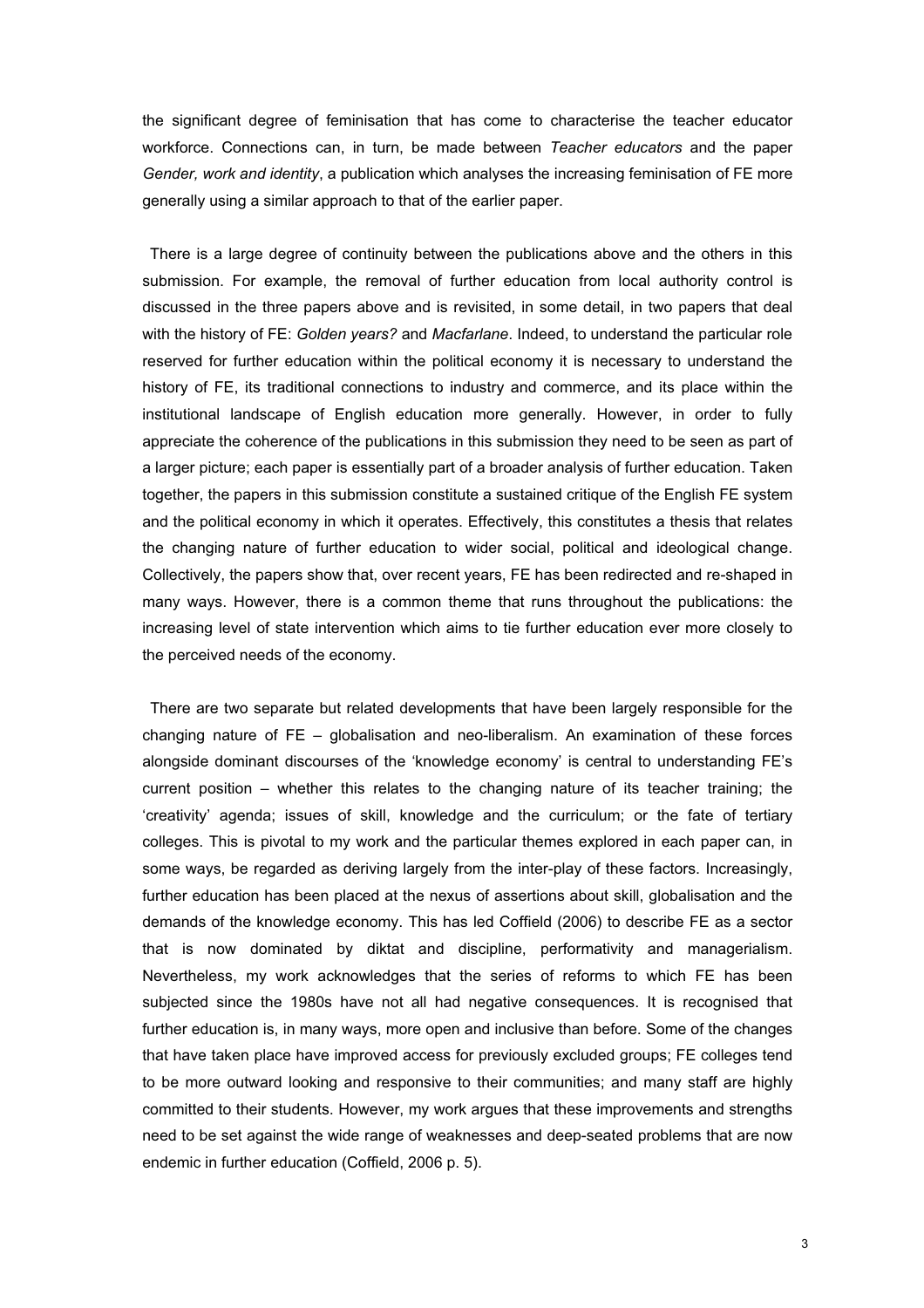the significant degree of feminisation that has come to characterise the teacher educator workforce. Connections can, in turn, be made between *Teacher educators* and the paper *Gender, work and identity*, a publication which analyses the increasing feminisation of FE more generally using a similar approach to that of the earlier paper.

There is a large degree of continuity between the publications above and the others in this submission. For example, the removal of further education from local authority control is discussed in the three papers above and is revisited, in some detail, in two papers that deal with the history of FE: *Golden years?* and *Macfarlane*. Indeed, to understand the particular role reserved for further education within the political economy it is necessary to understand the history of FE, its traditional connections to industry and commerce, and its place within the institutional landscape of English education more generally. However, in order to fully appreciate the coherence of the publications in this submission they need to be seen as part of a larger picture; each paper is essentially part of a broader analysis of further education. Taken together, the papers in this submission constitute a sustained critique of the English FE system and the political economy in which it operates. Effectively, this constitutes a thesis that relates the changing nature of further education to wider social, political and ideological change. Collectively, the papers show that, over recent years, FE has been redirected and re-shaped in many ways. However, there is a common theme that runs throughout the publications: the increasing level of state intervention which aims to tie further education ever more closely to the perceived needs of the economy.

There are two separate but related developments that have been largely responsible for the changing nature of FE – globalisation and neo-liberalism. An examination of these forces alongside dominant discourses of the 'knowledge economy' is central to understanding FE's current position – whether this relates to the changing nature of its teacher training; the 'creativity' agenda; issues of skill, knowledge and the curriculum; or the fate of tertiary colleges. This is pivotal to my work and the particular themes explored in each paper can, in some ways, be regarded as deriving largely from the inter-play of these factors. Increasingly, further education has been placed at the nexus of assertions about skill, globalisation and the demands of the knowledge economy. This has led Coffield (2006) to describe FE as a sector that is now dominated by diktat and discipline, performativity and managerialism. Nevertheless, my work acknowledges that the series of reforms to which FE has been subjected since the 1980s have not all had negative consequences. It is recognised that further education is, in many ways, more open and inclusive than before. Some of the changes that have taken place have improved access for previously excluded groups; FE colleges tend to be more outward looking and responsive to their communities; and many staff are highly committed to their students. However, my work argues that these improvements and strengths need to be set against the wide range of weaknesses and deep-seated problems that are now endemic in further education (Coffield, 2006 p. 5).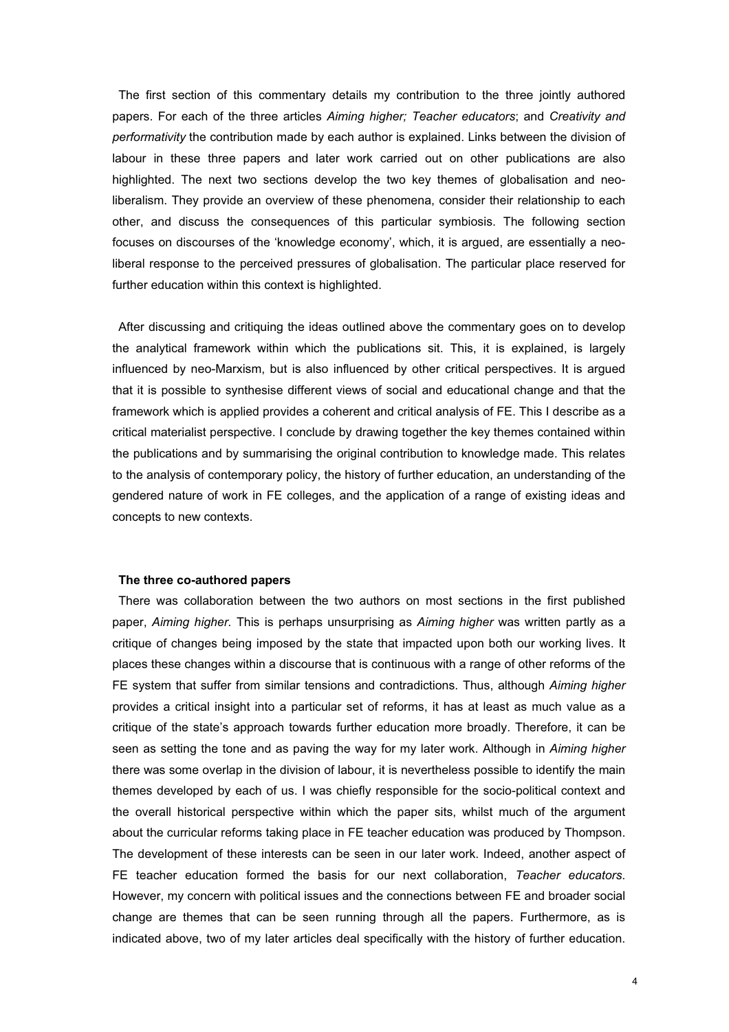The first section of this commentary details my contribution to the three jointly authored papers. For each of the three articles *Aiming higher; Teacher educators*; and *Creativity and performativity* the contribution made by each author is explained. Links between the division of labour in these three papers and later work carried out on other publications are also highlighted. The next two sections develop the two key themes of globalisation and neo-liberalism. They provide an overview of these phenomena, consider their relationship to each other, and discuss the consequences of this particular symbiosis. The following section focuses on discourses of the 'knowledge economy', which, it is argued, are essentially a neo-liberal response to the perceived pressures of globalisation. The particular place reserved for further education within this context is highlighted.

After discussing and critiquing the ideas outlined above the commentary goes on to develop the analytical framework within which the publications sit. This, it is explained, is largely influenced by neo-Marxism, but is also influenced by other critical perspectives. It is argued that it is possible to synthesise different views of social and educational change and that the framework which is applied provides a coherent and critical analysis of FE. This I describe as a critical materialist perspective. I conclude by drawing together the key themes contained within the publications and by summarising the original contribution to knowledge made. This relates to the analysis of contemporary policy, the history of further education, an understanding of the gendered nature of work in FE colleges, and the application of a range of existing ideas and concepts to new contexts.

**The three co-authored papers**

There was collaboration between the two authors on most sections in the first published paper, *Aiming higher.* This is perhaps unsurprising as *Aiming higher* was written partly as a critique of changes being imposed by the state that impacted upon both our working lives. It places these changes within a discourse that is continuous with a range of other reforms of the FE system that suffer from similar tensions and contradictions. Thus, although *Aiming higher* provides a critical insight into a particular set of reforms, it has at least as much value as a critique of the state's approach towards further education more broadly. Therefore, it can be seen as setting the tone and as paving the way for my later work. Although in *Aiming higher* there was some overlap in the division of labour, it is nevertheless possible to identify the main themes developed by each of us. I was chiefly responsible for the socio-political context and the overall historical perspective within which the paper sits, whilst much of the argument about the curricular reforms taking place in FE teacher education was produced by Thompson. The development of these interests can be seen in our later work. Indeed, another aspect of FE teacher education formed the basis for our next collaboration, *Teacher educators.* However, my concern with political issues and the connections between FE and broader social change are themes that can be seen running through all the papers. Furthermore, as is indicated above, two of my later articles deal specifically with the history of further education.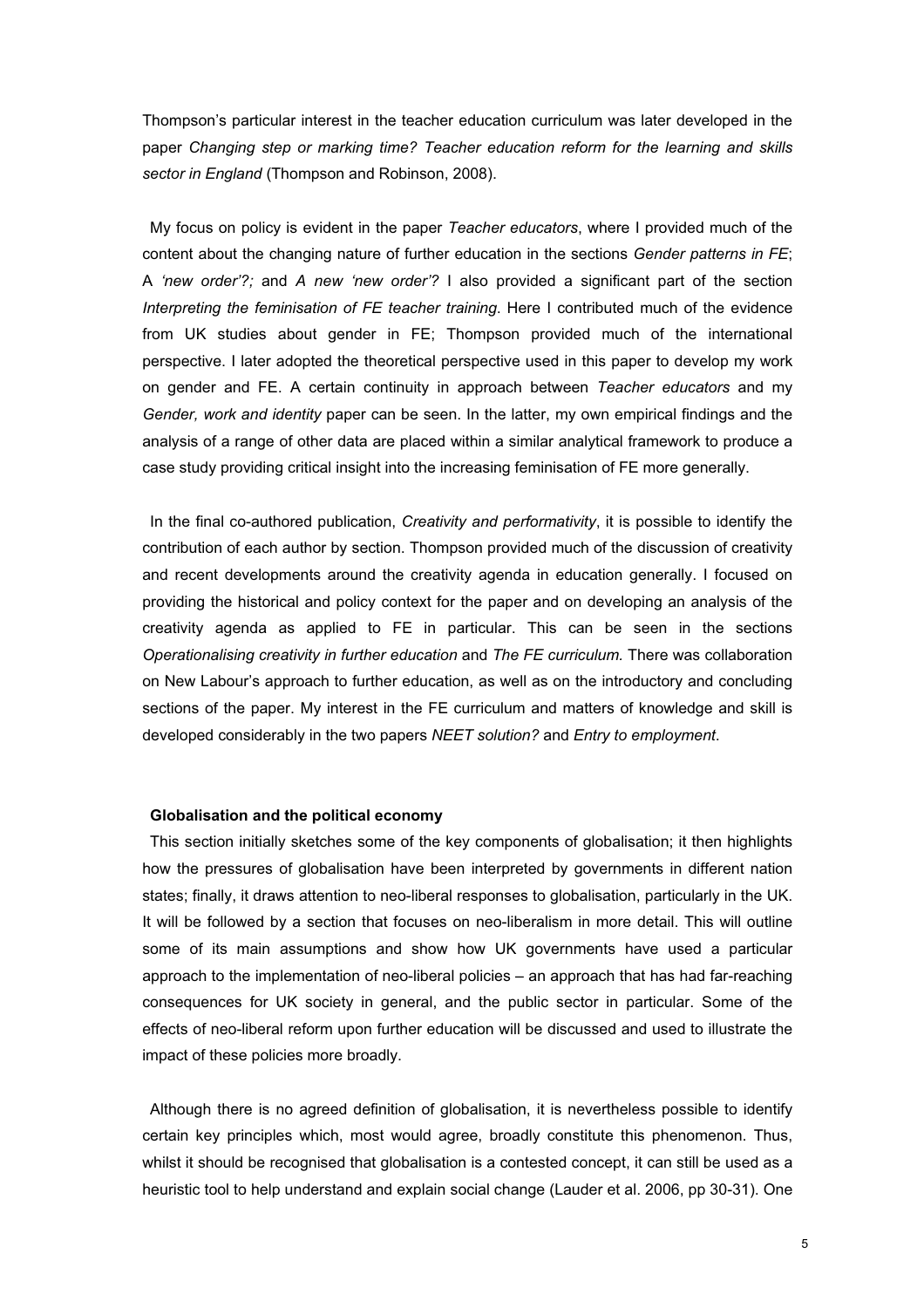Thompson's particular interest in the teacher education curriculum was later developed in the paper *Changing step or marking time? Teacher education reform for the learning and skills sector in England* (Thompson and Robinson, 2008).

My focus on policy is evident in the paper *Teacher educators*, where I provided much of the content about the changing nature of further education in the sections *Gender patterns in FE*; A *'new order'?;* and *A new 'new order'?* I also provided a significant part of the section *Interpreting the feminisation of FE teacher training*. Here I contributed much of the evidence from UK studies about gender in FE; Thompson provided much of the international perspective. I later adopted the theoretical perspective used in this paper to develop my work on gender and FE. A certain continuity in approach between *Teacher educators* and my *Gender, work and identity* paper can be seen. In the latter, my own empirical findings and the analysis of a range of other data are placed within a similar analytical framework to produce a case study providing critical insight into the increasing feminisation of FE more generally.

In the final co-authored publication, *Creativity and performativity*, it is possible to identify the contribution of each author by section. Thompson provided much of the discussion of creativity and recent developments around the creativity agenda in education generally. I focused on providing the historical and policy context for the paper and on developing an analysis of the creativity agenda as applied to FE in particular. This can be seen in the sections *Operationalising creativity in further education* and *The FE curriculum.* There was collaboration on New Labour's approach to further education, as well as on the introductory and concluding sections of the paper. My interest in the FE curriculum and matters of knowledge and skill is developed considerably in the two papers *NEET solution?* and *Entry to employment*.

## Globalisation and the political economy

This section initially sketches some of the key components of globalisation; it then highlights how the pressures of globalisation have been interpreted by governments in different nation states; finally, it draws attention to neo-liberal responses to globalisation, particularly in the UK. It will be followed by a section that focuses on neo-liberalism in more detail. This will outline some of its main assumptions and show how UK governments have used a particular approach to the implementation of neo-liberal policies – an approach that has had far-reaching consequences for UK society in general, and the public sector in particular. Some of the effects of neo-liberal reform upon further education will be discussed and used to illustrate the impact of these policies more broadly.

Although there is no agreed definition of globalisation, it is nevertheless possible to identify certain key principles which, most would agree, broadly constitute this phenomenon. Thus, whilst it should be recognised that globalisation is a contested concept, it can still be used as a heuristic tool to help understand and explain social change (Lauder et al. 2006, pp 30-31). One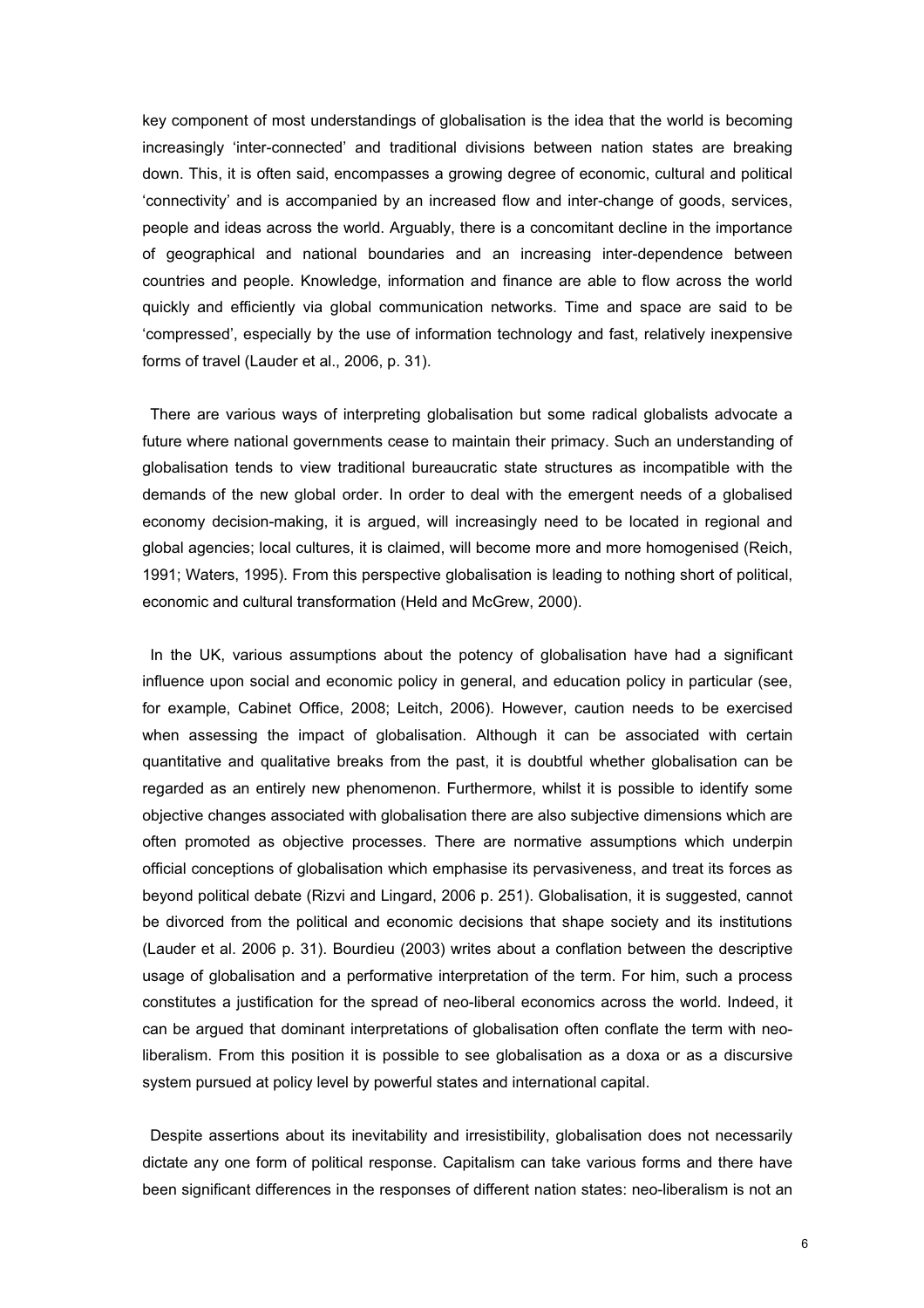key component of most understandings of globalisation is the idea that the world is becoming increasingly 'inter-connected' and traditional divisions between nation states are breaking down. This, it is often said, encompasses a growing degree of economic, cultural and political 'connectivity' and is accompanied by an increased flow and inter-change of goods, services, people and ideas across the world. Arguably, there is a concomitant decline in the importance of geographical and national boundaries and an increasing inter-dependence between countries and people. Knowledge, information and finance are able to flow across the world quickly and efficiently via global communication networks. Time and space are said to be 'compressed', especially by the use of information technology and fast, relatively inexpensive forms of travel (Lauder et al., 2006, p. 31).

There are various ways of interpreting globalisation but some radical globalists advocate a future where national governments cease to maintain their primacy. Such an understanding of globalisation tends to view traditional bureaucratic state structures as incompatible with the demands of the new global order. In order to deal with the emergent needs of a globalised economy decision-making, it is argued, will increasingly need to be located in regional and global agencies; local cultures, it is claimed, will become more and more homogenised (Reich, 1991; Waters, 1995). From this perspective globalisation is leading to nothing short of political, economic and cultural transformation (Held and McGrew, 2000).

In the UK, various assumptions about the potency of globalisation have had a significant influence upon social and economic policy in general, and education policy in particular (see, for example, Cabinet Office, 2008; Leitch, 2006). However, caution needs to be exercised when assessing the impact of globalisation. Although it can be associated with certain quantitative and qualitative breaks from the past, it is doubtful whether globalisation can be regarded as an entirely new phenomenon. Furthermore, whilst it is possible to identify some objective changes associated with globalisation there are also subjective dimensions which are often promoted as objective processes. There are normative assumptions which underpin official conceptions of globalisation which emphasise its pervasiveness, and treat its forces as beyond political debate (Rizvi and Lingard, 2006 p. 251). Globalisation, it is suggested, cannot be divorced from the political and economic decisions that shape society and its institutions (Lauder et al. 2006 p. 31). Bourdieu (2003) writes about a conflation between the descriptive usage of globalisation and a performative interpretation of the term. For him, such a process constitutes a justification for the spread of neo-liberal economics across the world. Indeed, it can be argued that dominant interpretations of globalisation often conflate the term with neo-liberalism. From this position it is possible to see globalisation as a doxa or as a discursive system pursued at policy level by powerful states and international capital.

Despite assertions about its inevitability and irresistibility, globalisation does not necessarily dictate any one form of political response. Capitalism can take various forms and there have been significant differences in the responses of different nation states: neo-liberalism is not an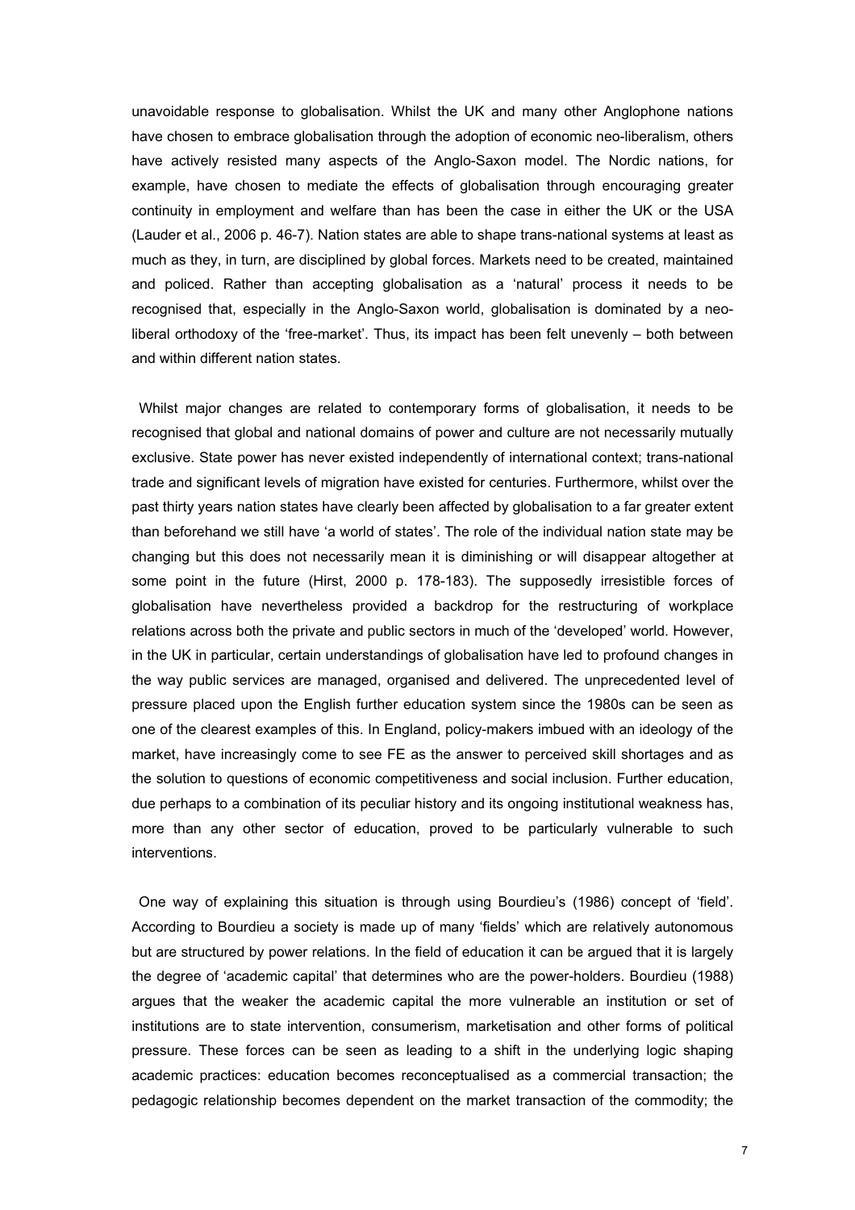unavoidable response to globalisation. Whilst the UK and many other Anglophone nations have chosen to embrace globalisation through the adoption of economic neo-liberalism, others have actively resisted many aspects of the Anglo-Saxon model. The Nordic nations, for example, have chosen to mediate the effects of globalisation through encouraging greater continuity in employment and welfare than has been the case in either the UK or the USA (Lauder et al., 2006 p. 46-7). Nation states are able to shape trans-national systems at least as much as they, in turn, are disciplined by global forces. Markets need to be created, maintained and policed. Rather than accepting globalisation as a 'natural' process it needs to be recognised that, especially in the Anglo-Saxon world, globalisation is dominated by a neo-liberal orthodoxy of the 'free-market'. Thus, its impact has been felt unevenly – both between and within different nation states.

Whilst major changes are related to contemporary forms of globalisation, it needs to be recognised that global and national domains of power and culture are not necessarily mutually exclusive. State power has never existed independently of international context; trans-national trade and significant levels of migration have existed for centuries. Furthermore, whilst over the past thirty years nation states have clearly been affected by globalisation to a far greater extent than beforehand we still have 'a world of states'. The role of the individual nation state may be changing but this does not necessarily mean it is diminishing or will disappear altogether at some point in the future (Hirst, 2000 p. 178-183). The supposedly irresistible forces of globalisation have nevertheless provided a backdrop for the restructuring of workplace relations across both the private and public sectors in much of the 'developed' world. However, in the UK in particular, certain understandings of globalisation have led to profound changes in the way public services are managed, organised and delivered. The unprecedented level of pressure placed upon the English further education system since the 1980s can be seen as one of the clearest examples of this. In England, policy-makers imbued with an ideology of the market, have increasingly come to see FE as the answer to perceived skill shortages and as the solution to questions of economic competitiveness and social inclusion. Further education, due perhaps to a combination of its peculiar history and its ongoing institutional weakness has, more than any other sector of education, proved to be particularly vulnerable to such interventions.

One way of explaining this situation is through using Bourdieu's (1986) concept of 'field'. According to Bourdieu a society is made up of many 'fields' which are relatively autonomous but are structured by power relations. In the field of education it can be argued that it is largely the degree of 'academic capital' that determines who are the power-holders. Bourdieu (1988) argues that the weaker the academic capital the more vulnerable an institution or set of institutions are to state intervention, consumerism, marketisation and other forms of political pressure. These forces can be seen as leading to a shift in the underlying logic shaping academic practices: education becomes reconceptualised as a commercial transaction; the pedagogic relationship becomes dependent on the market transaction of the commodity; the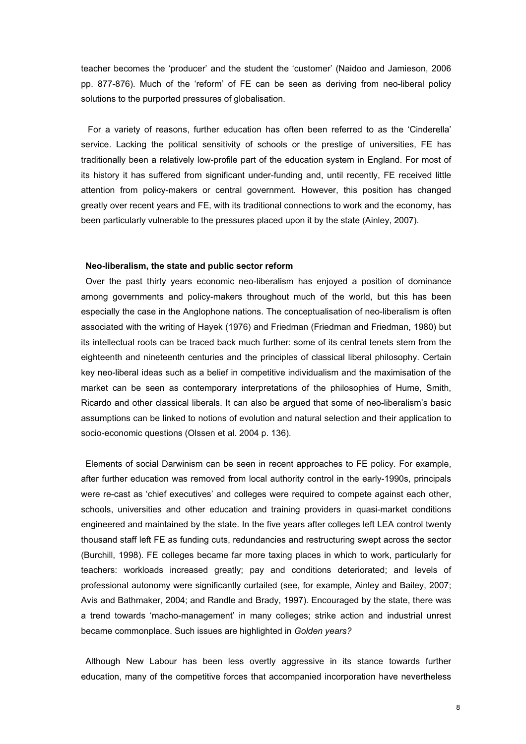teacher becomes the 'producer' and the student the 'customer' (Naidoo and Jamieson, 2006 pp. 877-876). Much of the 'reform' of FE can be seen as deriving from neo-liberal policy solutions to the purported pressures of globalisation.

For a variety of reasons, further education has often been referred to as the 'Cinderella' service. Lacking the political sensitivity of schools or the prestige of universities, FE has traditionally been a relatively low-profile part of the education system in England. For most of its history it has suffered from significant under-funding and, until recently, FE received little attention from policy-makers or central government. However, this position has changed greatly over recent years and FE, with its traditional connections to work and the economy, has been particularly vulnerable to the pressures placed upon it by the state (Ainley, 2007).

**Neo-liberalism, the state and public sector reform**

Over the past thirty years economic neo-liberalism has enjoyed a position of dominance among governments and policy-makers throughout much of the world, but this has been especially the case in the Anglophone nations. The conceptualisation of neo-liberalism is often associated with the writing of Hayek (1976) and Friedman (Friedman and Friedman, 1980) but its intellectual roots can be traced back much further: some of its central tenets stem from the eighteenth and nineteenth centuries and the principles of classical liberal philosophy. Certain key neo-liberal ideas such as a belief in competitive individualism and the maximisation of the market can be seen as contemporary interpretations of the philosophies of Hume, Smith, Ricardo and other classical liberals. It can also be argued that some of neo-liberalism's basic assumptions can be linked to notions of evolution and natural selection and their application to socio-economic questions (Olssen et al. 2004 p. 136).

Elements of social Darwinism can be seen in recent approaches to FE policy. For example, after further education was removed from local authority control in the early-1990s, principals were re-cast as 'chief executives' and colleges were required to compete against each other, schools, universities and other education and training providers in quasi-market conditions engineered and maintained by the state. In the five years after colleges left LEA control twenty thousand staff left FE as funding cuts, redundancies and restructuring swept across the sector (Burchill, 1998). FE colleges became far more taxing places in which to work, particularly for teachers: workloads increased greatly; pay and conditions deteriorated; and levels of professional autonomy were significantly curtailed (see, for example, Ainley and Bailey, 2007; Avis and Bathmaker, 2004; and Randle and Brady, 1997). Encouraged by the state, there was a trend towards 'macho-management' in many colleges; strike action and industrial unrest became commonplace. Such issues are highlighted in *Golden years?*

Although New Labour has been less overtly aggressive in its stance towards further education, many of the competitive forces that accompanied incorporation have nevertheless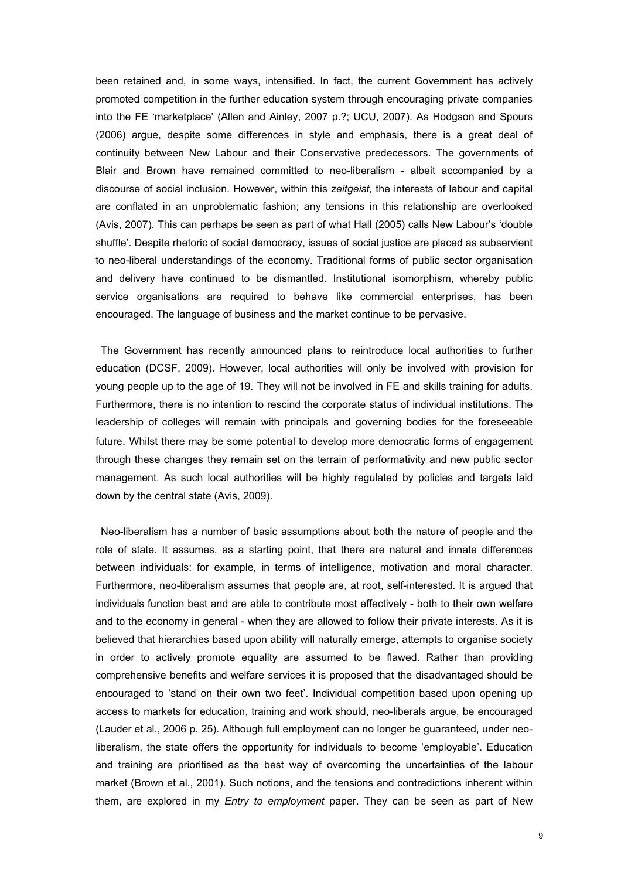been retained and, in some ways, intensified. In fact, the current Government has actively promoted competition in the further education system through encouraging private companies into the FE 'marketplace' (Allen and Ainley, 2007 p.?; UCU, 2007). As Hodgson and Spours (2006) argue, despite some differences in style and emphasis, there is a great deal of continuity between New Labour and their Conservative predecessors. The governments of Blair and Brown have remained committed to neo-liberalism - albeit accompanied by a discourse of social inclusion. However, within this *zeitgeist,* the interests of labour and capital are conflated in an unproblematic fashion; any tensions in this relationship are overlooked (Avis, 2007). This can perhaps be seen as part of what Hall (2005) calls New Labour's 'double shuffle'. Despite rhetoric of social democracy, issues of social justice are placed as subservient to neo-liberal understandings of the economy. Traditional forms of public sector organisation and delivery have continued to be dismantled. Institutional isomorphism, whereby public service organisations are required to behave like commercial enterprises, has been encouraged. The language of business and the market continue to be pervasive.

The Government has recently announced plans to reintroduce local authorities to further education (DCSF, 2009). However, local authorities will only be involved with provision for young people up to the age of 19. They will not be involved in FE and skills training for adults. Furthermore, there is no intention to rescind the corporate status of individual institutions. The leadership of colleges will remain with principals and governing bodies for the foreseeable future. Whilst there may be some potential to develop more democratic forms of engagement through these changes they remain set on the terrain of performativity and new public sector management. As such local authorities will be highly regulated by policies and targets laid down by the central state (Avis, 2009).

Neo-liberalism has a number of basic assumptions about both the nature of people and the role of state. It assumes, as a starting point, that there are natural and innate differences between individuals: for example, in terms of intelligence, motivation and moral character. Furthermore, neo-liberalism assumes that people are, at root, self-interested. It is argued that individuals function best and are able to contribute most effectively - both to their own welfare and to the economy in general - when they are allowed to follow their private interests. As it is believed that hierarchies based upon ability will naturally emerge, attempts to organise society in order to actively promote equality are assumed to be flawed. Rather than providing comprehensive benefits and welfare services it is proposed that the disadvantaged should be encouraged to 'stand on their own two feet'. Individual competition based upon opening up access to markets for education, training and work should, neo-liberals argue, be encouraged (Lauder et al., 2006 p. 25). Although full employment can no longer be guaranteed, under neo-liberalism, the state offers the opportunity for individuals to become 'employable'. Education and training are prioritised as the best way of overcoming the uncertainties of the labour market (Brown et al., 2001). Such notions, and the tensions and contradictions inherent within them, are explored in my *Entry to employment* paper. They can be seen as part of New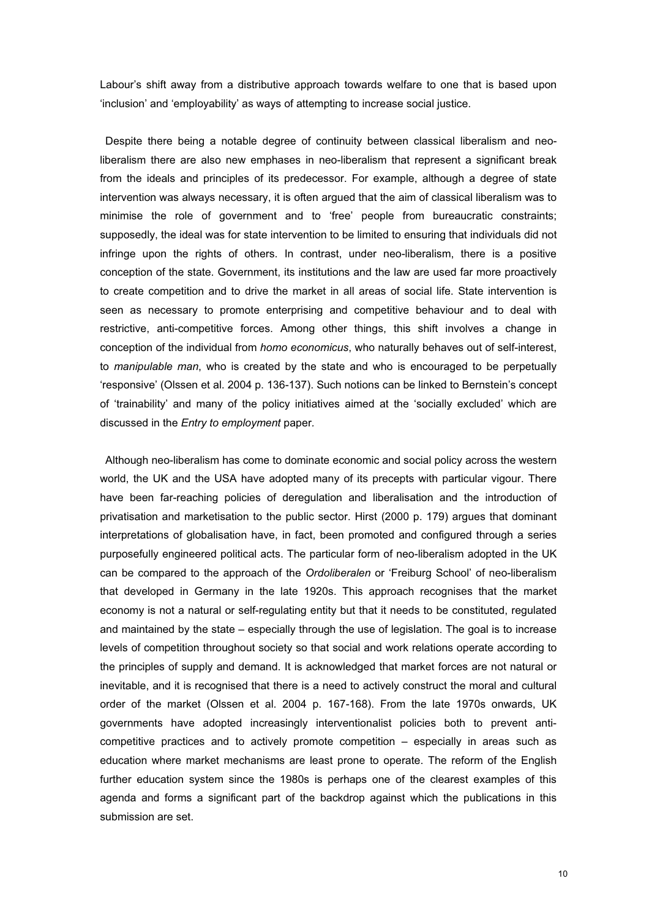Labour's shift away from a distributive approach towards welfare to one that is based upon 'inclusion' and 'employability' as ways of attempting to increase social justice.

Despite there being a notable degree of continuity between classical liberalism and neo-liberalism there are also new emphases in neo-liberalism that represent a significant break from the ideals and principles of its predecessor. For example, although a degree of state intervention was always necessary, it is often argued that the aim of classical liberalism was to minimise the role of government and to 'free' people from bureaucratic constraints; supposedly, the ideal was for state intervention to be limited to ensuring that individuals did not infringe upon the rights of others. In contrast, under neo-liberalism, there is a positive conception of the state. Government, its institutions and the law are used far more proactively to create competition and to drive the market in all areas of social life. State intervention is seen as necessary to promote enterprising and competitive behaviour and to deal with restrictive, anti-competitive forces. Among other things, this shift involves a change in conception of the individual from *homo economicus*, who naturally behaves out of self-interest, to *manipulable man*, who is created by the state and who is encouraged to be perpetually 'responsive' (Olssen et al. 2004 p. 136-137). Such notions can be linked to Bernstein's concept of 'trainability' and many of the policy initiatives aimed at the 'socially excluded' which are discussed in the *Entry to employment* paper.

Although neo-liberalism has come to dominate economic and social policy across the western world, the UK and the USA have adopted many of its precepts with particular vigour. There have been far-reaching policies of deregulation and liberalisation and the introduction of privatisation and marketisation to the public sector. Hirst (2000 p. 179) argues that dominant interpretations of globalisation have, in fact, been promoted and configured through a series purposefully engineered political acts. The particular form of neo-liberalism adopted in the UK can be compared to the approach of the *Ordoliberalen* or 'Freiburg School' of neo-liberalism that developed in Germany in the late 1920s. This approach recognises that the market economy is not a natural or self-regulating entity but that it needs to be constituted, regulated and maintained by the state – especially through the use of legislation. The goal is to increase levels of competition throughout society so that social and work relations operate according to the principles of supply and demand. It is acknowledged that market forces are not natural or inevitable, and it is recognised that there is a need to actively construct the moral and cultural order of the market (Olssen et al. 2004 p. 167-168). From the late 1970s onwards, UK governments have adopted increasingly interventionalist policies both to prevent anti-competitive practices and to actively promote competition – especially in areas such as education where market mechanisms are least prone to operate. The reform of the English further education system since the 1980s is perhaps one of the clearest examples of this agenda and forms a significant part of the backdrop against which the publications in this submission are set.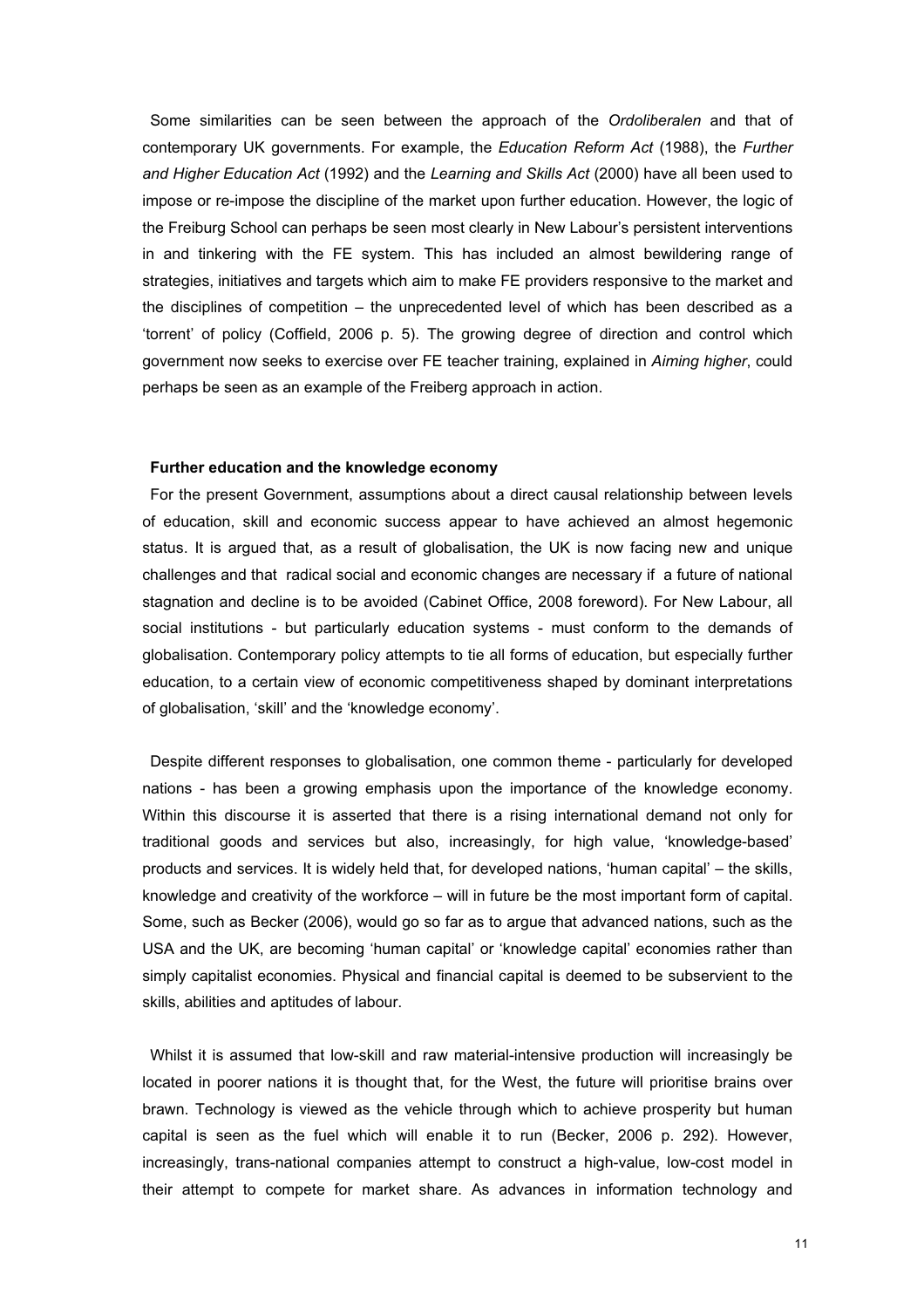Some similarities can be seen between the approach of the *Ordoliberalen* and that of contemporary UK governments. For example, the *Education Reform Act* (1988), the *Further and Higher Education Act* (1992) and the *Learning and Skills Act* (2000) have all been used to impose or re-impose the discipline of the market upon further education. However, the logic of the Freiburg School can perhaps be seen most clearly in New Labour's persistent interventions in and tinkering with the FE system. This has included an almost bewildering range of strategies, initiatives and targets which aim to make FE providers responsive to the market and the disciplines of competition – the unprecedented level of which has been described as a 'torrent' of policy (Coffield, 2006 p. 5). The growing degree of direction and control which government now seeks to exercise over FE teacher training, explained in *Aiming higher*, could perhaps be seen as an example of the Freiberg approach in action.

**Further education and the knowledge economy**

For the present Government, assumptions about a direct causal relationship between levels of education, skill and economic success appear to have achieved an almost hegemonic status. It is argued that, as a result of globalisation, the UK is now facing new and unique challenges and that radical social and economic changes are necessary if a future of national stagnation and decline is to be avoided (Cabinet Office, 2008 foreword). For New Labour, all social institutions - but particularly education systems - must conform to the demands of globalisation. Contemporary policy attempts to tie all forms of education, but especially further education, to a certain view of economic competitiveness shaped by dominant interpretations of globalisation, 'skill' and the 'knowledge economy'.

Despite different responses to globalisation, one common theme - particularly for developed nations - has been a growing emphasis upon the importance of the knowledge economy. Within this discourse it is asserted that there is a rising international demand not only for traditional goods and services but also, increasingly, for high value, 'knowledge-based' products and services. It is widely held that, for developed nations, 'human capital' – the skills, knowledge and creativity of the workforce – will in future be the most important form of capital. Some, such as Becker (2006), would go so far as to argue that advanced nations, such as the USA and the UK, are becoming 'human capital' or 'knowledge capital' economies rather than simply capitalist economies. Physical and financial capital is deemed to be subservient to the skills, abilities and aptitudes of labour.

Whilst it is assumed that low-skill and raw material-intensive production will increasingly be located in poorer nations it is thought that, for the West, the future will prioritise brains over brawn. Technology is viewed as the vehicle through which to achieve prosperity but human capital is seen as the fuel which will enable it to run (Becker, 2006 p. 292). However, increasingly, trans-national companies attempt to construct a high-value, low-cost model in their attempt to compete for market share. As advances in information technology and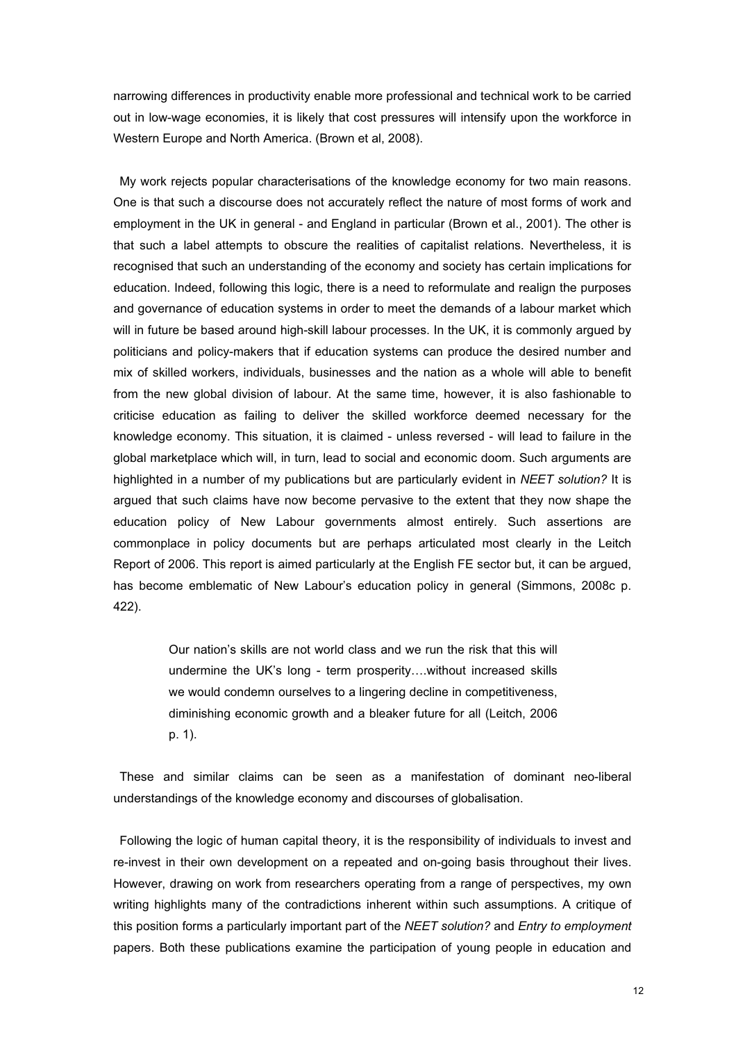narrowing differences in productivity enable more professional and technical work to be carried out in low-wage economies, it is likely that cost pressures will intensify upon the workforce in Western Europe and North America. (Brown et al, 2008).

My work rejects popular characterisations of the knowledge economy for two main reasons. One is that such a discourse does not accurately reflect the nature of most forms of work and employment in the UK in general - and England in particular (Brown et al., 2001). The other is that such a label attempts to obscure the realities of capitalist relations. Nevertheless, it is recognised that such an understanding of the economy and society has certain implications for education. Indeed, following this logic, there is a need to reformulate and realign the purposes and governance of education systems in order to meet the demands of a labour market which will in future be based around high-skill labour processes. In the UK, it is commonly argued by politicians and policy-makers that if education systems can produce the desired number and mix of skilled workers, individuals, businesses and the nation as a whole will able to benefit from the new global division of labour. At the same time, however, it is also fashionable to criticise education as failing to deliver the skilled workforce deemed necessary for the knowledge economy. This situation, it is claimed - unless reversed - will lead to failure in the global marketplace which will, in turn, lead to social and economic doom. Such arguments are highlighted in a number of my publications but are particularly evident in *NEET solution?* It is argued that such claims have now become pervasive to the extent that they now shape the education policy of New Labour governments almost entirely. Such assertions are commonplace in policy documents but are perhaps articulated most clearly in the Leitch Report of 2006. This report is aimed particularly at the English FE sector but, it can be argued, has become emblematic of New Labour's education policy in general (Simmons, 2008c p. 422).

> Our nation's skills are not world class and we run the risk that this will undermine the UK's long - term prosperity….without increased skills we would condemn ourselves to a lingering decline in competitiveness, diminishing economic growth and a bleaker future for all (Leitch, 2006 p. 1).

These and similar claims can be seen as a manifestation of dominant neo-liberal understandings of the knowledge economy and discourses of globalisation.

Following the logic of human capital theory, it is the responsibility of individuals to invest and re-invest in their own development on a repeated and on-going basis throughout their lives. However, drawing on work from researchers operating from a range of perspectives, my own writing highlights many of the contradictions inherent within such assumptions. A critique of this position forms a particularly important part of the *NEET solution?* and *Entry to employment* papers. Both these publications examine the participation of young people in education and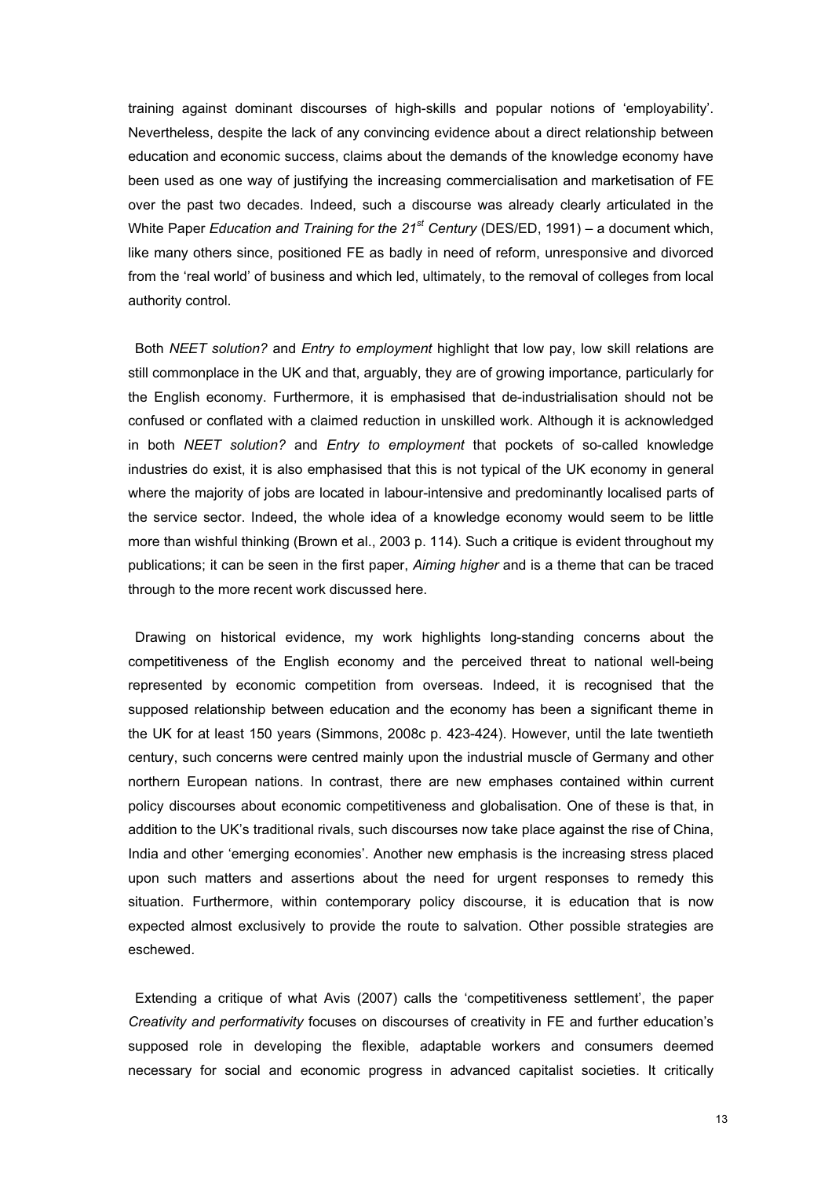training against dominant discourses of high-skills and popular notions of 'employability'. Nevertheless, despite the lack of any convincing evidence about a direct relationship between education and economic success, claims about the demands of the knowledge economy have been used as one way of justifying the increasing commercialisation and marketisation of FE over the past two decades. Indeed, such a discourse was already clearly articulated in the White Paper *Education and Training for the 21st Century* (DES/ED, 1991) – a document which, like many others since, positioned FE as badly in need of reform, unresponsive and divorced from the 'real world' of business and which led, ultimately, to the removal of colleges from local authority control.

Both *NEET solution?* and *Entry to employment* highlight that low pay, low skill relations are still commonplace in the UK and that, arguably, they are of growing importance, particularly for the English economy. Furthermore, it is emphasised that de-industrialisation should not be confused or conflated with a claimed reduction in unskilled work. Although it is acknowledged in both *NEET solution?* and *Entry to employment* that pockets of so-called knowledge industries do exist, it is also emphasised that this is not typical of the UK economy in general where the majority of jobs are located in labour-intensive and predominantly localised parts of the service sector. Indeed, the whole idea of a knowledge economy would seem to be little more than wishful thinking (Brown et al., 2003 p. 114). Such a critique is evident throughout my publications; it can be seen in the first paper, *Aiming higher* and is a theme that can be traced through to the more recent work discussed here.

Drawing on historical evidence, my work highlights long-standing concerns about the competitiveness of the English economy and the perceived threat to national well-being represented by economic competition from overseas. Indeed, it is recognised that the supposed relationship between education and the economy has been a significant theme in the UK for at least 150 years (Simmons, 2008c p. 423-424). However, until the late twentieth century, such concerns were centred mainly upon the industrial muscle of Germany and other northern European nations. In contrast, there are new emphases contained within current policy discourses about economic competitiveness and globalisation. One of these is that, in addition to the UK's traditional rivals, such discourses now take place against the rise of China, India and other 'emerging economies'. Another new emphasis is the increasing stress placed upon such matters and assertions about the need for urgent responses to remedy this situation. Furthermore, within contemporary policy discourse, it is education that is now expected almost exclusively to provide the route to salvation. Other possible strategies are eschewed.

Extending a critique of what Avis (2007) calls the 'competitiveness settlement', the paper *Creativity and performativity* focuses on discourses of creativity in FE and further education's supposed role in developing the flexible, adaptable workers and consumers deemed necessary for social and economic progress in advanced capitalist societies. It critically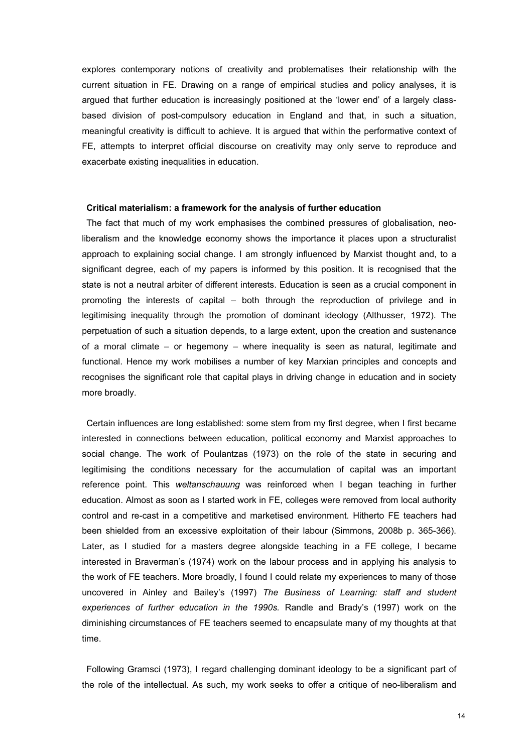explores contemporary notions of creativity and problematises their relationship with the current situation in FE. Drawing on a range of empirical studies and policy analyses, it is argued that further education is increasingly positioned at the 'lower end' of a largely class-based division of post-compulsory education in England and that, in such a situation, meaningful creativity is difficult to achieve. It is argued that within the performative context of FE, attempts to interpret official discourse on creativity may only serve to reproduce and exacerbate existing inequalities in education.

**Critical materialism: a framework for the analysis of further education**

The fact that much of my work emphasises the combined pressures of globalisation, neo-liberalism and the knowledge economy shows the importance it places upon a structuralist approach to explaining social change. I am strongly influenced by Marxist thought and, to a significant degree, each of my papers is informed by this position. It is recognised that the state is not a neutral arbiter of different interests. Education is seen as a crucial component in promoting the interests of capital – both through the reproduction of privilege and in legitimising inequality through the promotion of dominant ideology (Althusser, 1972). The perpetuation of such a situation depends, to a large extent, upon the creation and sustenance of a moral climate – or hegemony – where inequality is seen as natural, legitimate and functional. Hence my work mobilises a number of key Marxian principles and concepts and recognises the significant role that capital plays in driving change in education and in society more broadly.

Certain influences are long established: some stem from my first degree, when I first became interested in connections between education, political economy and Marxist approaches to social change. The work of Poulantzas (1973) on the role of the state in securing and legitimising the conditions necessary for the accumulation of capital was an important reference point. This *weltanschauung* was reinforced when I began teaching in further education. Almost as soon as I started work in FE, colleges were removed from local authority control and re-cast in a competitive and marketised environment. Hitherto FE teachers had been shielded from an excessive exploitation of their labour (Simmons, 2008b p. 365-366). Later, as I studied for a masters degree alongside teaching in a FE college, I became interested in Braverman's (1974) work on the labour process and in applying his analysis to the work of FE teachers. More broadly, I found I could relate my experiences to many of those uncovered in Ainley and Bailey's (1997) *The Business of Learning: staff and student experiences of further education in the 1990s.* Randle and Brady's (1997) work on the diminishing circumstances of FE teachers seemed to encapsulate many of my thoughts at that time.

Following Gramsci (1973), I regard challenging dominant ideology to be a significant part of the role of the intellectual. As such, my work seeks to offer a critique of neo-liberalism and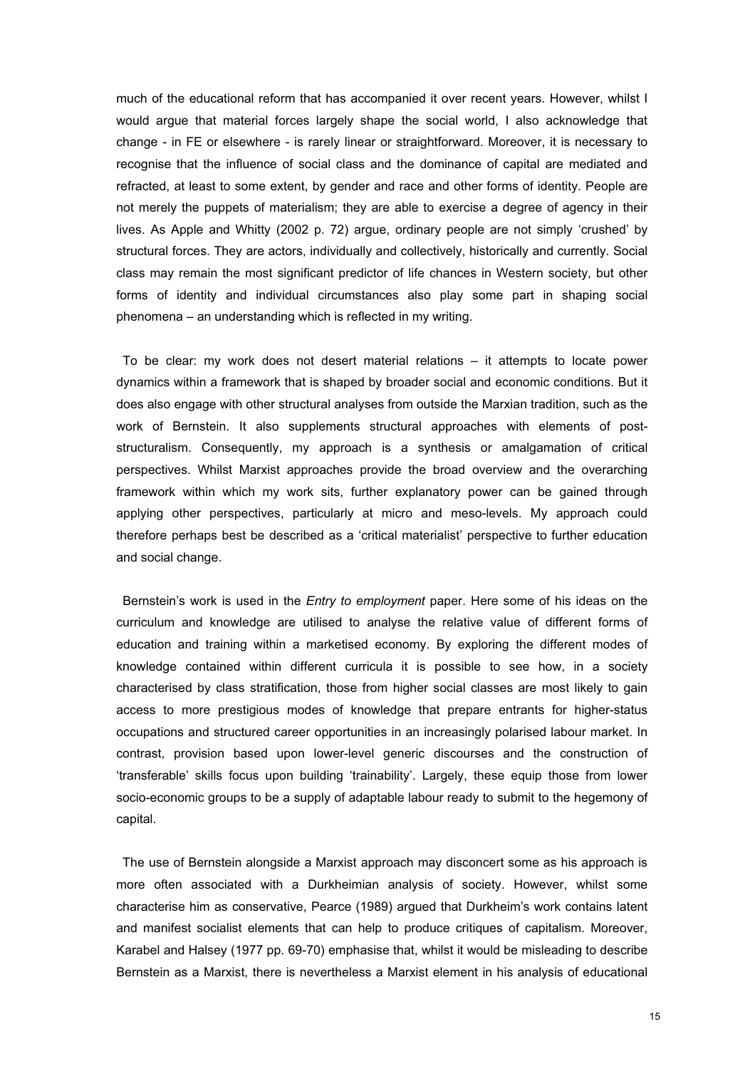much of the educational reform that has accompanied it over recent years. However, whilst I would argue that material forces largely shape the social world, I also acknowledge that change - in FE or elsewhere - is rarely linear or straightforward. Moreover, it is necessary to recognise that the influence of social class and the dominance of capital are mediated and refracted, at least to some extent, by gender and race and other forms of identity. People are not merely the puppets of materialism; they are able to exercise a degree of agency in their lives. As Apple and Whitty (2002 p. 72) argue, ordinary people are not simply 'crushed' by structural forces. They are actors, individually and collectively, historically and currently. Social class may remain the most significant predictor of life chances in Western society, but other forms of identity and individual circumstances also play some part in shaping social phenomena – an understanding which is reflected in my writing.

To be clear: my work does not desert material relations – it attempts to locate power dynamics within a framework that is shaped by broader social and economic conditions. But it does also engage with other structural analyses from outside the Marxian tradition, such as the work of Bernstein. It also supplements structural approaches with elements of post-structuralism. Consequently, my approach is a synthesis or amalgamation of critical perspectives. Whilst Marxist approaches provide the broad overview and the overarching framework within which my work sits, further explanatory power can be gained through applying other perspectives, particularly at micro and meso-levels. My approach could therefore perhaps best be described as a 'critical materialist' perspective to further education and social change.

Bernstein's work is used in the *Entry to employment* paper. Here some of his ideas on the curriculum and knowledge are utilised to analyse the relative value of different forms of education and training within a marketised economy. By exploring the different modes of knowledge contained within different curricula it is possible to see how, in a society characterised by class stratification, those from higher social classes are most likely to gain access to more prestigious modes of knowledge that prepare entrants for higher-status occupations and structured career opportunities in an increasingly polarised labour market. In contrast, provision based upon lower-level generic discourses and the construction of 'transferable' skills focus upon building 'trainability'. Largely, these equip those from lower socio-economic groups to be a supply of adaptable labour ready to submit to the hegemony of capital.

The use of Bernstein alongside a Marxist approach may disconcert some as his approach is more often associated with a Durkheimian analysis of society. However, whilst some characterise him as conservative, Pearce (1989) argued that Durkheim's work contains latent and manifest socialist elements that can help to produce critiques of capitalism. Moreover, Karabel and Halsey (1977 pp. 69-70) emphasise that, whilst it would be misleading to describe Bernstein as a Marxist, there is nevertheless a Marxist element in his analysis of educational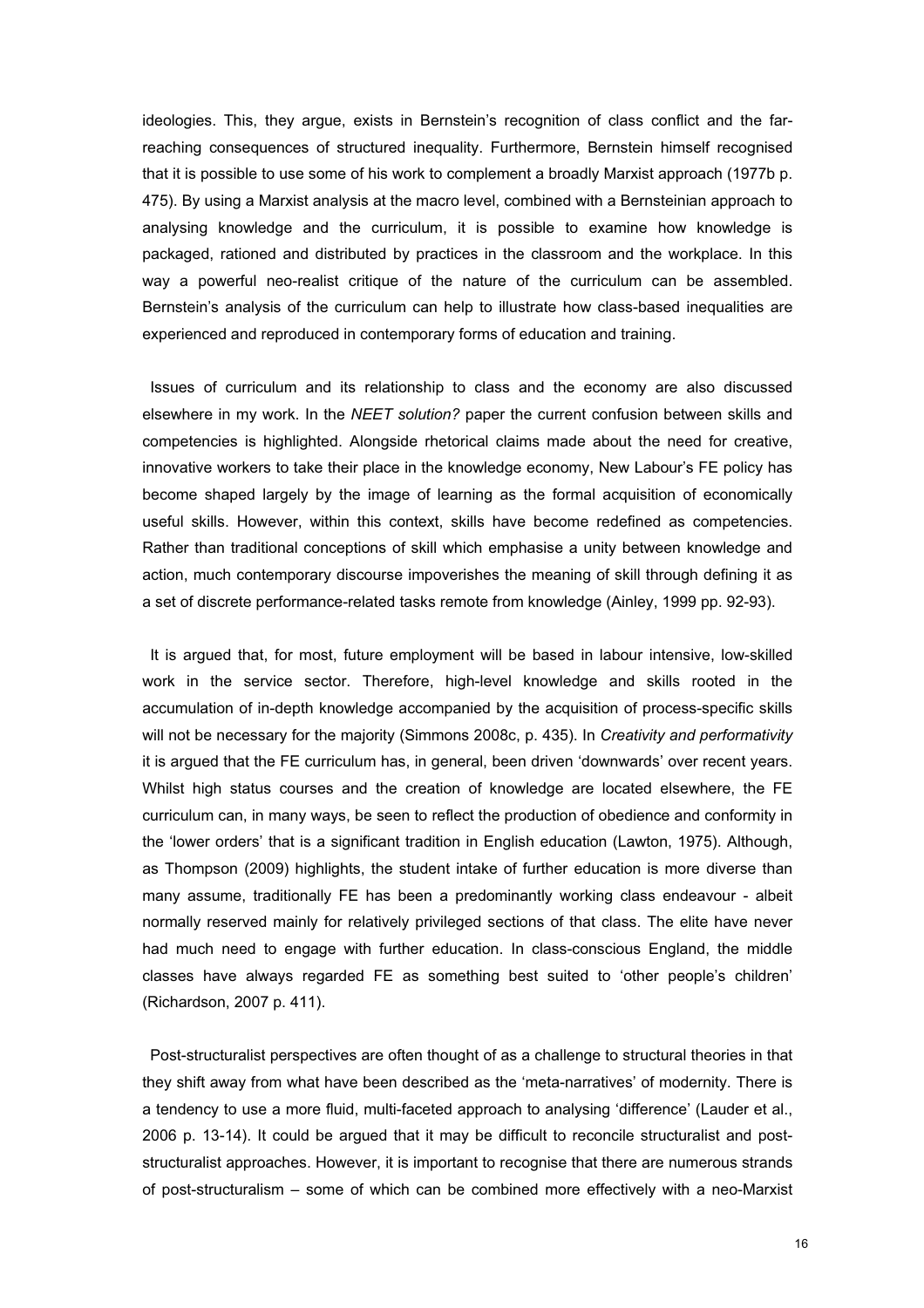ideologies. This, they argue, exists in Bernstein's recognition of class conflict and the far-reaching consequences of structured inequality. Furthermore, Bernstein himself recognised that it is possible to use some of his work to complement a broadly Marxist approach (1977b p. 475). By using a Marxist analysis at the macro level, combined with a Bernsteinian approach to analysing knowledge and the curriculum, it is possible to examine how knowledge is packaged, rationed and distributed by practices in the classroom and the workplace. In this way a powerful neo-realist critique of the nature of the curriculum can be assembled. Bernstein's analysis of the curriculum can help to illustrate how class-based inequalities are experienced and reproduced in contemporary forms of education and training.

Issues of curriculum and its relationship to class and the economy are also discussed elsewhere in my work. In the *NEET solution?* paper the current confusion between skills and competencies is highlighted. Alongside rhetorical claims made about the need for creative, innovative workers to take their place in the knowledge economy, New Labour's FE policy has become shaped largely by the image of learning as the formal acquisition of economically useful skills. However, within this context, skills have become redefined as competencies. Rather than traditional conceptions of skill which emphasise a unity between knowledge and action, much contemporary discourse impoverishes the meaning of skill through defining it as a set of discrete performance-related tasks remote from knowledge (Ainley, 1999 pp. 92-93).

It is argued that, for most, future employment will be based in labour intensive, low-skilled work in the service sector. Therefore, high-level knowledge and skills rooted in the accumulation of in-depth knowledge accompanied by the acquisition of process-specific skills will not be necessary for the majority (Simmons 2008c, p. 435). In *Creativity and performativity* it is argued that the FE curriculum has, in general, been driven 'downwards' over recent years. Whilst high status courses and the creation of knowledge are located elsewhere, the FE curriculum can, in many ways, be seen to reflect the production of obedience and conformity in the 'lower orders' that is a significant tradition in English education (Lawton, 1975). Although, as Thompson (2009) highlights, the student intake of further education is more diverse than many assume, traditionally FE has been a predominantly working class endeavour - albeit normally reserved mainly for relatively privileged sections of that class. The elite have never had much need to engage with further education. In class-conscious England, the middle classes have always regarded FE as something best suited to 'other people's children' (Richardson, 2007 p. 411).

Post-structuralist perspectives are often thought of as a challenge to structural theories in that they shift away from what have been described as the 'meta-narratives' of modernity. There is a tendency to use a more fluid, multi-faceted approach to analysing 'difference' (Lauder et al., 2006 p. 13-14). It could be argued that it may be difficult to reconcile structuralist and post-structuralist approaches. However, it is important to recognise that there are numerous strands of post-structuralism – some of which can be combined more effectively with a neo-Marxist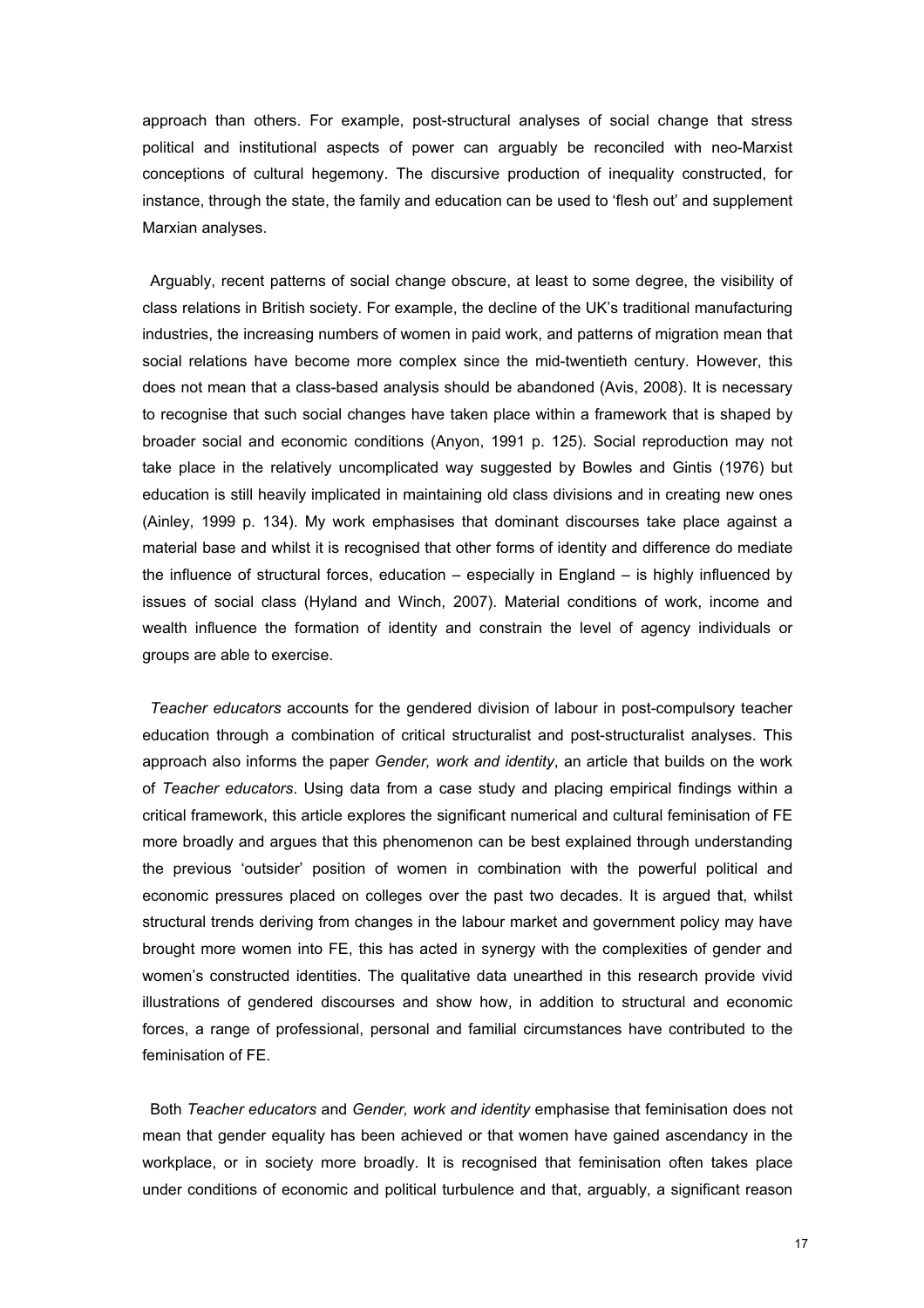approach than others. For example, post-structural analyses of social change that stress political and institutional aspects of power can arguably be reconciled with neo-Marxist conceptions of cultural hegemony. The discursive production of inequality constructed, for instance, through the state, the family and education can be used to 'flesh out' and supplement Marxian analyses.

Arguably, recent patterns of social change obscure, at least to some degree, the visibility of class relations in British society. For example, the decline of the UK's traditional manufacturing industries, the increasing numbers of women in paid work, and patterns of migration mean that social relations have become more complex since the mid-twentieth century. However, this does not mean that a class-based analysis should be abandoned (Avis, 2008). It is necessary to recognise that such social changes have taken place within a framework that is shaped by broader social and economic conditions (Anyon, 1991 p. 125). Social reproduction may not take place in the relatively uncomplicated way suggested by Bowles and Gintis (1976) but education is still heavily implicated in maintaining old class divisions and in creating new ones (Ainley, 1999 p. 134). My work emphasises that dominant discourses take place against a material base and whilst it is recognised that other forms of identity and difference do mediate the influence of structural forces, education – especially in England – is highly influenced by issues of social class (Hyland and Winch, 2007). Material conditions of work, income and wealth influence the formation of identity and constrain the level of agency individuals or groups are able to exercise.

*Teacher educators* accounts for the gendered division of labour in post-compulsory teacher education through a combination of critical structuralist and post-structuralist analyses. This approach also informs the paper *Gender, work and identity*, an article that builds on the work of *Teacher educators*. Using data from a case study and placing empirical findings within a critical framework, this article explores the significant numerical and cultural feminisation of FE more broadly and argues that this phenomenon can be best explained through understanding the previous 'outsider' position of women in combination with the powerful political and economic pressures placed on colleges over the past two decades. It is argued that, whilst structural trends deriving from changes in the labour market and government policy may have brought more women into FE, this has acted in synergy with the complexities of gender and women's constructed identities. The qualitative data unearthed in this research provide vivid illustrations of gendered discourses and show how, in addition to structural and economic forces, a range of professional, personal and familial circumstances have contributed to the feminisation of FE.

Both *Teacher educators* and *Gender, work and identity* emphasise that feminisation does not mean that gender equality has been achieved or that women have gained ascendancy in the workplace, or in society more broadly. It is recognised that feminisation often takes place under conditions of economic and political turbulence and that, arguably, a significant reason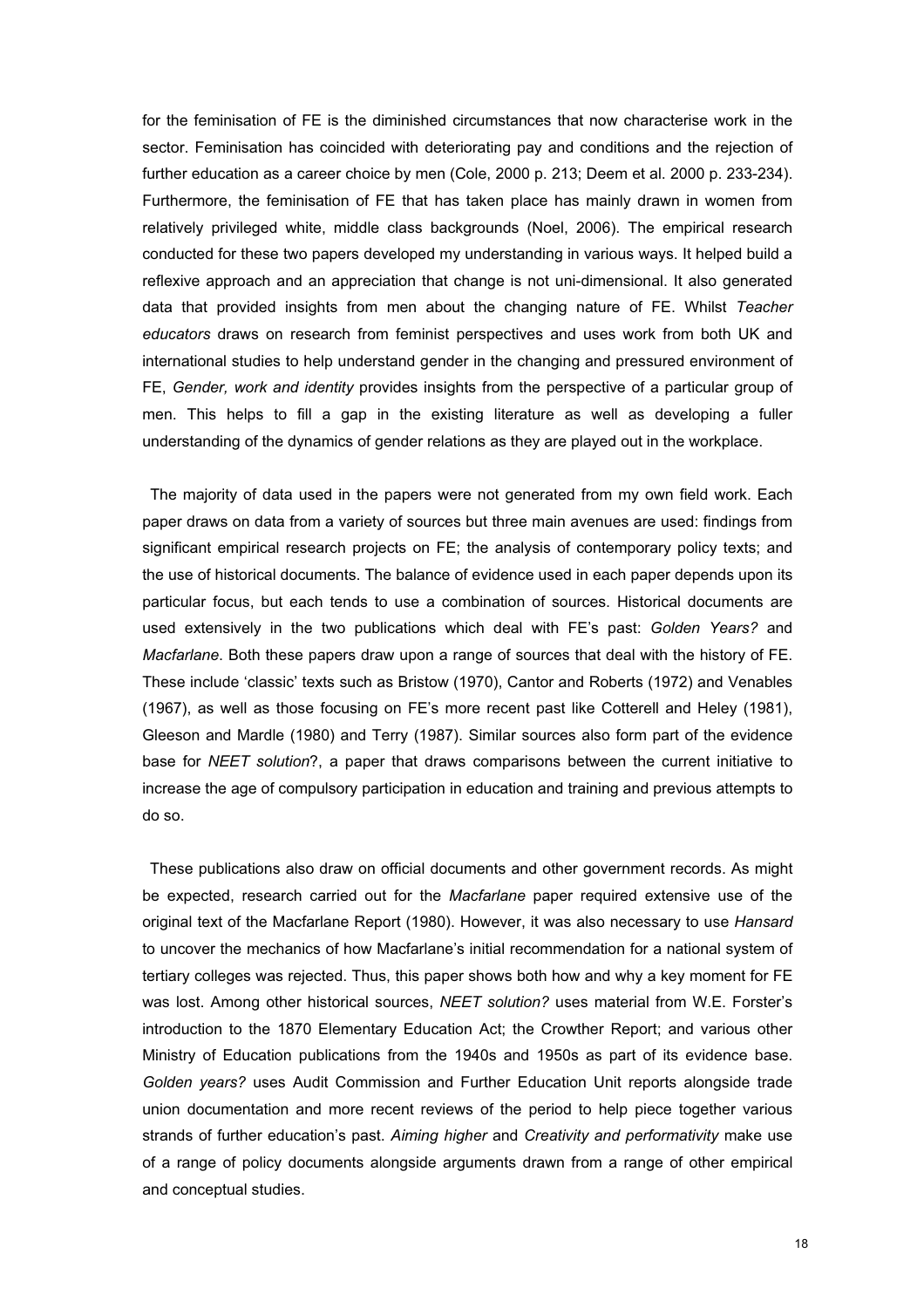for the feminisation of FE is the diminished circumstances that now characterise work in the sector. Feminisation has coincided with deteriorating pay and conditions and the rejection of further education as a career choice by men (Cole, 2000 p. 213; Deem et al. 2000 p. 233-234). Furthermore, the feminisation of FE that has taken place has mainly drawn in women from relatively privileged white, middle class backgrounds (Noel, 2006). The empirical research conducted for these two papers developed my understanding in various ways. It helped build a reflexive approach and an appreciation that change is not uni-dimensional. It also generated data that provided insights from men about the changing nature of FE. Whilst *Teacher educators* draws on research from feminist perspectives and uses work from both UK and international studies to help understand gender in the changing and pressured environment of FE, *Gender, work and identity* provides insights from the perspective of a particular group of men. This helps to fill a gap in the existing literature as well as developing a fuller understanding of the dynamics of gender relations as they are played out in the workplace.

The majority of data used in the papers were not generated from my own field work. Each paper draws on data from a variety of sources but three main avenues are used: findings from significant empirical research projects on FE; the analysis of contemporary policy texts; and the use of historical documents. The balance of evidence used in each paper depends upon its particular focus, but each tends to use a combination of sources. Historical documents are used extensively in the two publications which deal with FE's past: *Golden Years?* and *Macfarlane*. Both these papers draw upon a range of sources that deal with the history of FE. These include 'classic' texts such as Bristow (1970), Cantor and Roberts (1972) and Venables (1967), as well as those focusing on FE's more recent past like Cotterell and Heley (1981), Gleeson and Mardle (1980) and Terry (1987). Similar sources also form part of the evidence base for *NEET solution*?, a paper that draws comparisons between the current initiative to increase the age of compulsory participation in education and training and previous attempts to do so.

These publications also draw on official documents and other government records. As might be expected, research carried out for the *Macfarlane* paper required extensive use of the original text of the Macfarlane Report (1980). However, it was also necessary to use *Hansard* to uncover the mechanics of how Macfarlane's initial recommendation for a national system of tertiary colleges was rejected. Thus, this paper shows both how and why a key moment for FE was lost. Among other historical sources, *NEET solution?* uses material from W.E. Forster's introduction to the 1870 Elementary Education Act; the Crowther Report; and various other Ministry of Education publications from the 1940s and 1950s as part of its evidence base. *Golden years?* uses Audit Commission and Further Education Unit reports alongside trade union documentation and more recent reviews of the period to help piece together various strands of further education's past. *Aiming higher* and *Creativity and performativity* make use of a range of policy documents alongside arguments drawn from a range of other empirical and conceptual studies.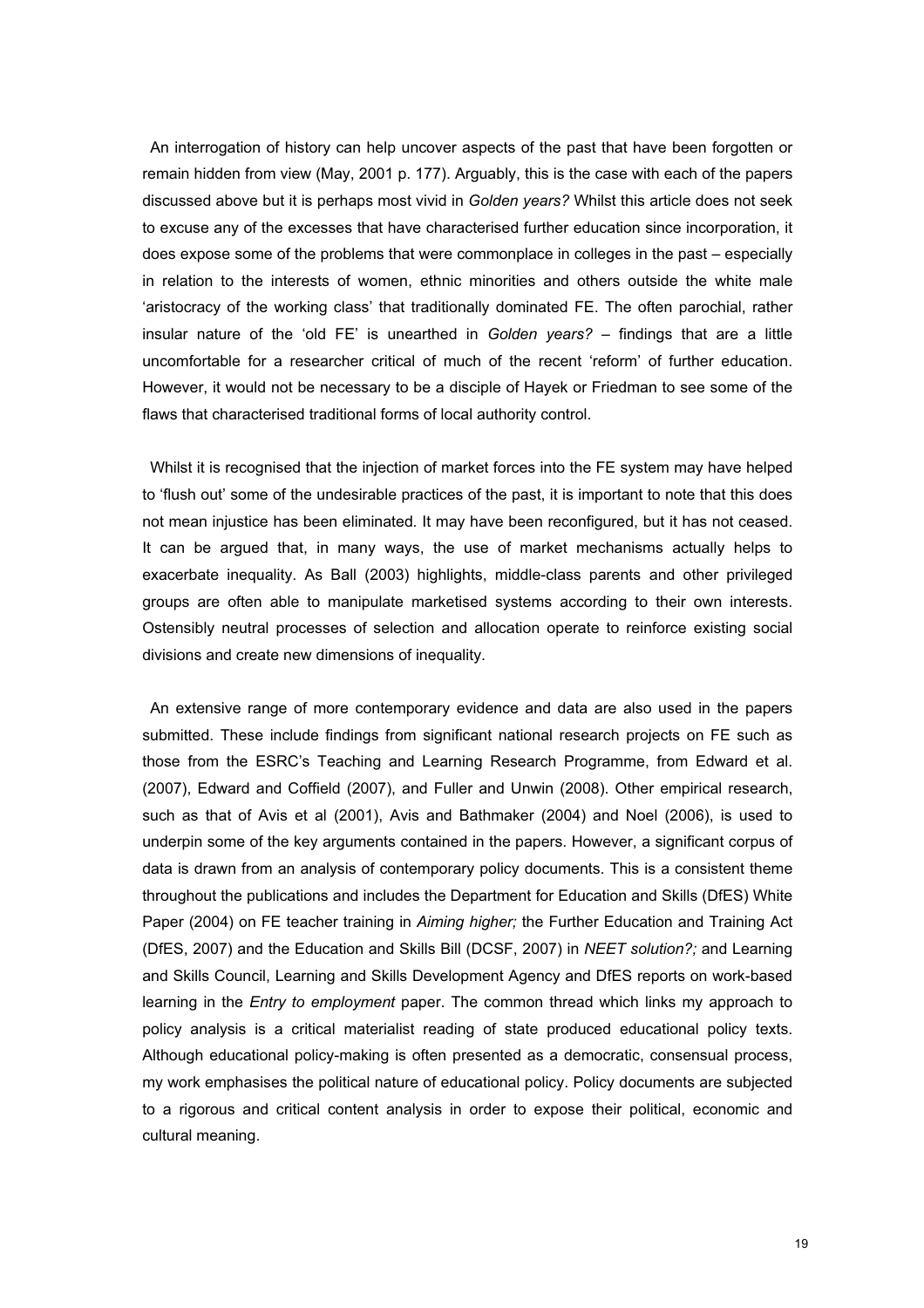An interrogation of history can help uncover aspects of the past that have been forgotten or remain hidden from view (May, 2001 p. 177). Arguably, this is the case with each of the papers discussed above but it is perhaps most vivid in *Golden years?* Whilst this article does not seek to excuse any of the excesses that have characterised further education since incorporation, it does expose some of the problems that were commonplace in colleges in the past – especially in relation to the interests of women, ethnic minorities and others outside the white male 'aristocracy of the working class' that traditionally dominated FE. The often parochial, rather insular nature of the 'old FE' is unearthed in *Golden years?* – findings that are a little uncomfortable for a researcher critical of much of the recent 'reform' of further education. However, it would not be necessary to be a disciple of Hayek or Friedman to see some of the flaws that characterised traditional forms of local authority control.

Whilst it is recognised that the injection of market forces into the FE system may have helped to 'flush out' some of the undesirable practices of the past, it is important to note that this does not mean injustice has been eliminated. It may have been reconfigured, but it has not ceased. It can be argued that, in many ways, the use of market mechanisms actually helps to exacerbate inequality. As Ball (2003) highlights, middle-class parents and other privileged groups are often able to manipulate marketised systems according to their own interests. Ostensibly neutral processes of selection and allocation operate to reinforce existing social divisions and create new dimensions of inequality.

An extensive range of more contemporary evidence and data are also used in the papers submitted. These include findings from significant national research projects on FE such as those from the ESRC's Teaching and Learning Research Programme, from Edward et al. (2007), Edward and Coffield (2007), and Fuller and Unwin (2008). Other empirical research, such as that of Avis et al (2001), Avis and Bathmaker (2004) and Noel (2006), is used to underpin some of the key arguments contained in the papers. However, a significant corpus of data is drawn from an analysis of contemporary policy documents. This is a consistent theme throughout the publications and includes the Department for Education and Skills (DfES) White Paper (2004) on FE teacher training in *Aiming higher;* the Further Education and Training Act (DfES, 2007) and the Education and Skills Bill (DCSF, 2007) in *NEET solution?;* and Learning and Skills Council, Learning and Skills Development Agency and DfES reports on work-based learning in the *Entry to employment* paper. The common thread which links my approach to policy analysis is a critical materialist reading of state produced educational policy texts. Although educational policy-making is often presented as a democratic, consensual process, my work emphasises the political nature of educational policy. Policy documents are subjected to a rigorous and critical content analysis in order to expose their political, economic and cultural meaning.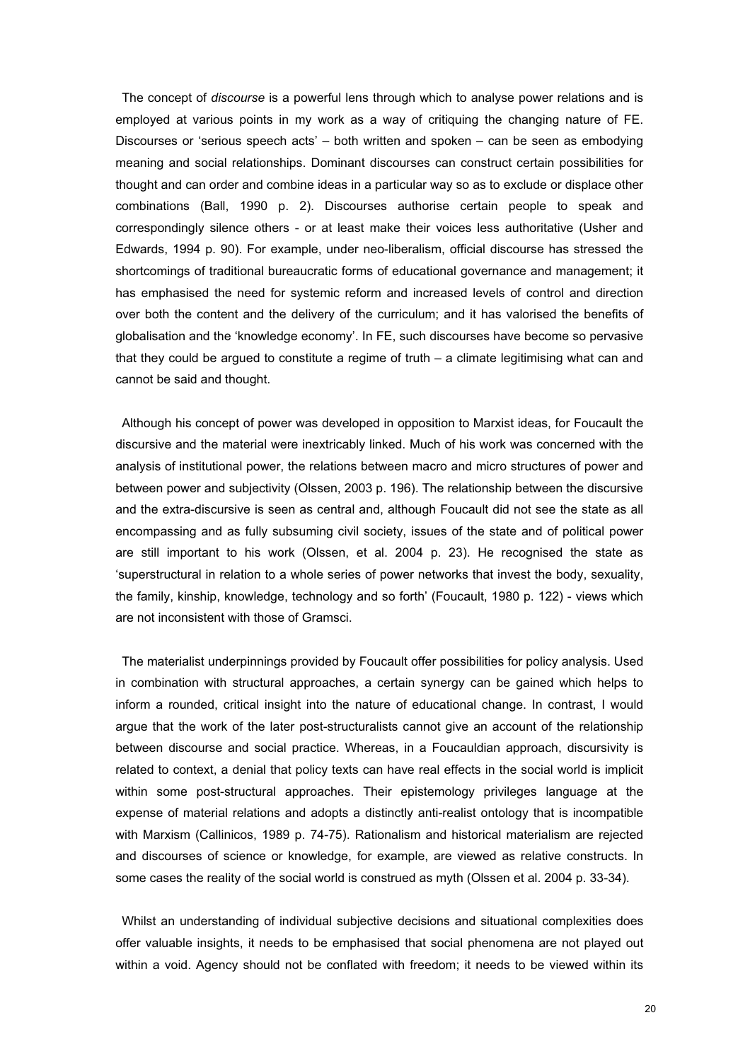The concept of *discourse* is a powerful lens through which to analyse power relations and is employed at various points in my work as a way of critiquing the changing nature of FE. Discourses or 'serious speech acts' – both written and spoken – can be seen as embodying meaning and social relationships. Dominant discourses can construct certain possibilities for thought and can order and combine ideas in a particular way so as to exclude or displace other combinations (Ball, 1990 p. 2). Discourses authorise certain people to speak and correspondingly silence others - or at least make their voices less authoritative (Usher and Edwards, 1994 p. 90). For example, under neo-liberalism, official discourse has stressed the shortcomings of traditional bureaucratic forms of educational governance and management; it has emphasised the need for systemic reform and increased levels of control and direction over both the content and the delivery of the curriculum; and it has valorised the benefits of globalisation and the 'knowledge economy'. In FE, such discourses have become so pervasive that they could be argued to constitute a regime of truth – a climate legitimising what can and cannot be said and thought.

Although his concept of power was developed in opposition to Marxist ideas, for Foucault the discursive and the material were inextricably linked. Much of his work was concerned with the analysis of institutional power, the relations between macro and micro structures of power and between power and subjectivity (Olssen, 2003 p. 196). The relationship between the discursive and the extra-discursive is seen as central and, although Foucault did not see the state as all encompassing and as fully subsuming civil society, issues of the state and of political power are still important to his work (Olssen, et al. 2004 p. 23). He recognised the state as 'superstructural in relation to a whole series of power networks that invest the body, sexuality, the family, kinship, knowledge, technology and so forth' (Foucault, 1980 p. 122) - views which are not inconsistent with those of Gramsci.

The materialist underpinnings provided by Foucault offer possibilities for policy analysis. Used in combination with structural approaches, a certain synergy can be gained which helps to inform a rounded, critical insight into the nature of educational change. In contrast, I would argue that the work of the later post-structuralists cannot give an account of the relationship between discourse and social practice. Whereas, in a Foucauldian approach, discursivity is related to context, a denial that policy texts can have real effects in the social world is implicit within some post-structural approaches. Their epistemology privileges language at the expense of material relations and adopts a distinctly anti-realist ontology that is incompatible with Marxism (Callinicos, 1989 p. 74-75). Rationalism and historical materialism are rejected and discourses of science or knowledge, for example, are viewed as relative constructs. In some cases the reality of the social world is construed as myth (Olssen et al. 2004 p. 33-34).

Whilst an understanding of individual subjective decisions and situational complexities does offer valuable insights, it needs to be emphasised that social phenomena are not played out within a void. Agency should not be conflated with freedom; it needs to be viewed within its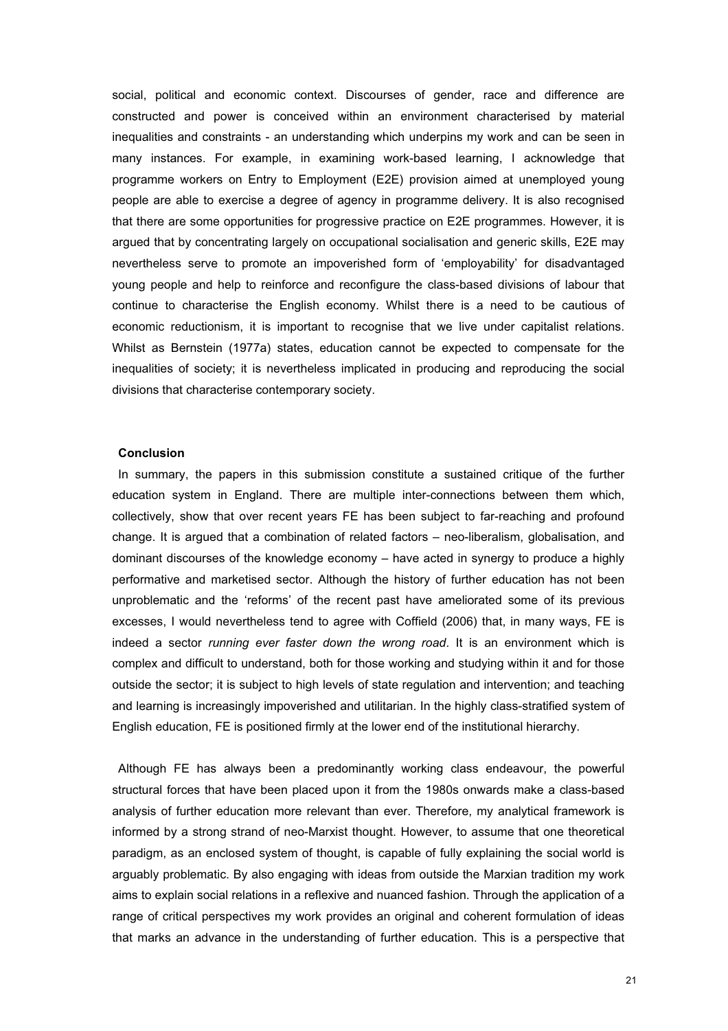social, political and economic context. Discourses of gender, race and difference are constructed and power is conceived within an environment characterised by material inequalities and constraints - an understanding which underpins my work and can be seen in many instances. For example, in examining work-based learning, I acknowledge that programme workers on Entry to Employment (E2E) provision aimed at unemployed young people are able to exercise a degree of agency in programme delivery. It is also recognised that there are some opportunities for progressive practice on E2E programmes. However, it is argued that by concentrating largely on occupational socialisation and generic skills, E2E may nevertheless serve to promote an impoverished form of 'employability' for disadvantaged young people and help to reinforce and reconfigure the class-based divisions of labour that continue to characterise the English economy. Whilst there is a need to be cautious of economic reductionism, it is important to recognise that we live under capitalist relations. Whilst as Bernstein (1977a) states, education cannot be expected to compensate for the inequalities of society; it is nevertheless implicated in producing and reproducing the social divisions that characterise contemporary society.

## Conclusion

In summary, the papers in this submission constitute a sustained critique of the further education system in England. There are multiple inter-connections between them which, collectively, show that over recent years FE has been subject to far-reaching and profound change. It is argued that a combination of related factors – neo-liberalism, globalisation, and dominant discourses of the knowledge economy – have acted in synergy to produce a highly performative and marketised sector. Although the history of further education has not been unproblematic and the 'reforms' of the recent past have ameliorated some of its previous excesses, I would nevertheless tend to agree with Coffield (2006) that, in many ways, FE is indeed a sector *running ever faster down the wrong road*. It is an environment which is complex and difficult to understand, both for those working and studying within it and for those outside the sector; it is subject to high levels of state regulation and intervention; and teaching and learning is increasingly impoverished and utilitarian. In the highly class-stratified system of English education, FE is positioned firmly at the lower end of the institutional hierarchy.

Although FE has always been a predominantly working class endeavour, the powerful structural forces that have been placed upon it from the 1980s onwards make a class-based analysis of further education more relevant than ever. Therefore, my analytical framework is informed by a strong strand of neo-Marxist thought. However, to assume that one theoretical paradigm, as an enclosed system of thought, is capable of fully explaining the social world is arguably problematic. By also engaging with ideas from outside the Marxian tradition my work aims to explain social relations in a reflexive and nuanced fashion. Through the application of a range of critical perspectives my work provides an original and coherent formulation of ideas that marks an advance in the understanding of further education. This is a perspective that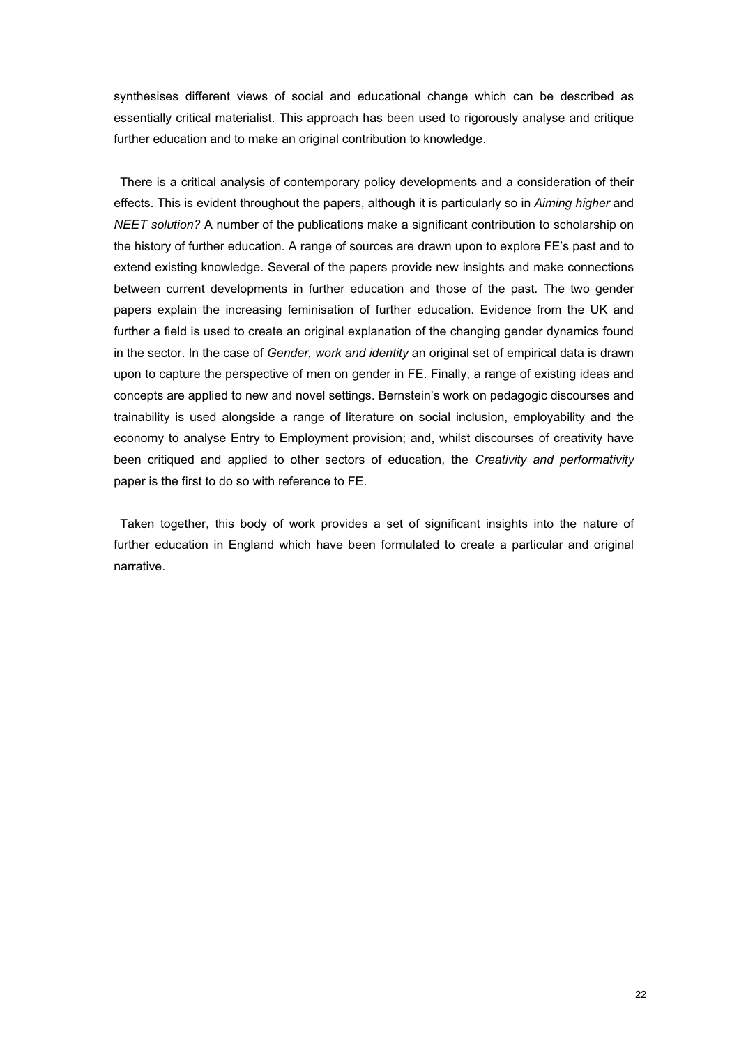synthesises different views of social and educational change which can be described as essentially critical materialist. This approach has been used to rigorously analyse and critique further education and to make an original contribution to knowledge.

There is a critical analysis of contemporary policy developments and a consideration of their effects. This is evident throughout the papers, although it is particularly so in *Aiming higher* and *NEET solution?* A number of the publications make a significant contribution to scholarship on the history of further education. A range of sources are drawn upon to explore FE's past and to extend existing knowledge. Several of the papers provide new insights and make connections between current developments in further education and those of the past. The two gender papers explain the increasing feminisation of further education. Evidence from the UK and further a field is used to create an original explanation of the changing gender dynamics found in the sector. In the case of *Gender, work and identity* an original set of empirical data is drawn upon to capture the perspective of men on gender in FE. Finally, a range of existing ideas and concepts are applied to new and novel settings. Bernstein's work on pedagogic discourses and trainability is used alongside a range of literature on social inclusion, employability and the economy to analyse Entry to Employment provision; and, whilst discourses of creativity have been critiqued and applied to other sectors of education, the *Creativity and performativity* paper is the first to do so with reference to FE.

Taken together, this body of work provides a set of significant insights into the nature of further education in England which have been formulated to create a particular and original narrative.